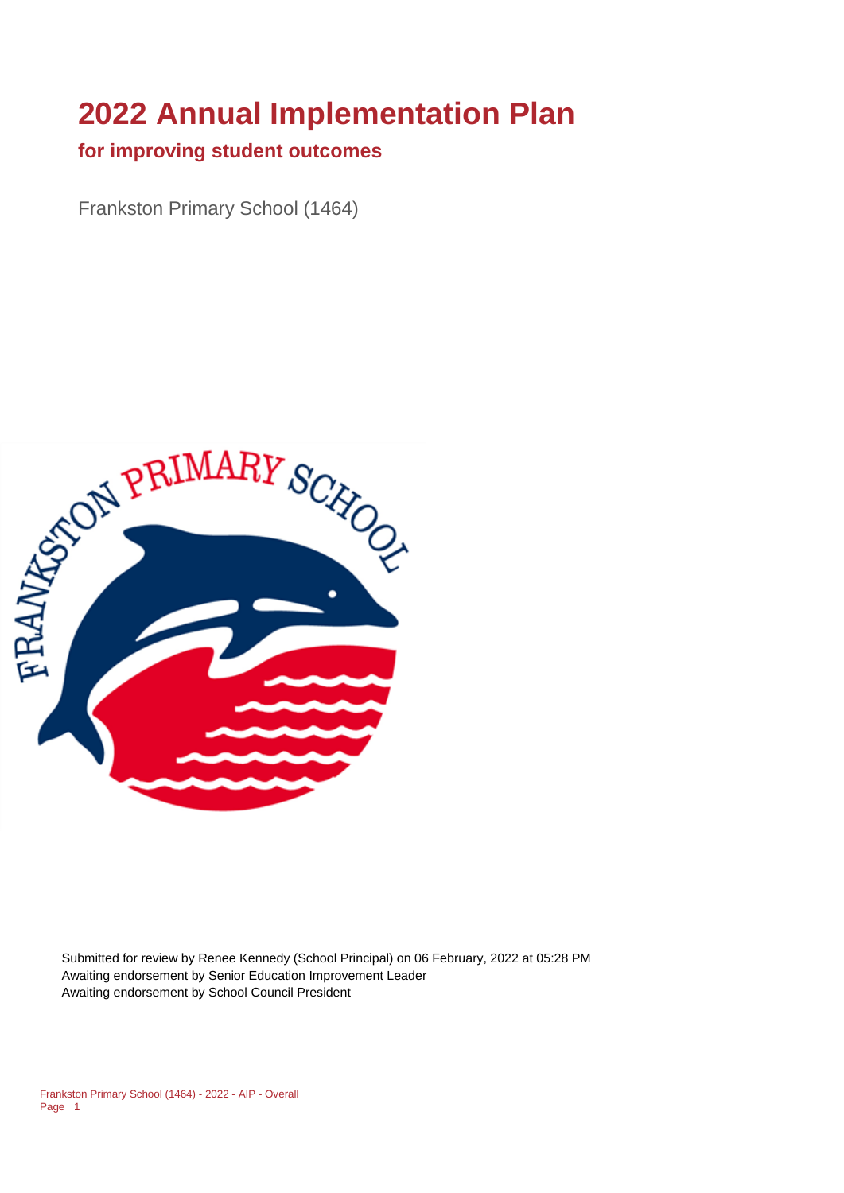# 2022 Annual Implementation Plan

## for improving student outcomes

Frankston Primary School (1464)

Submitted for review by Renee Kennedy (School Principal) on 06 February, 2022 at 05:28 PM
Awaiting endorsement by Senior Education Improvement Leader
Awaiting endorsement by School Council President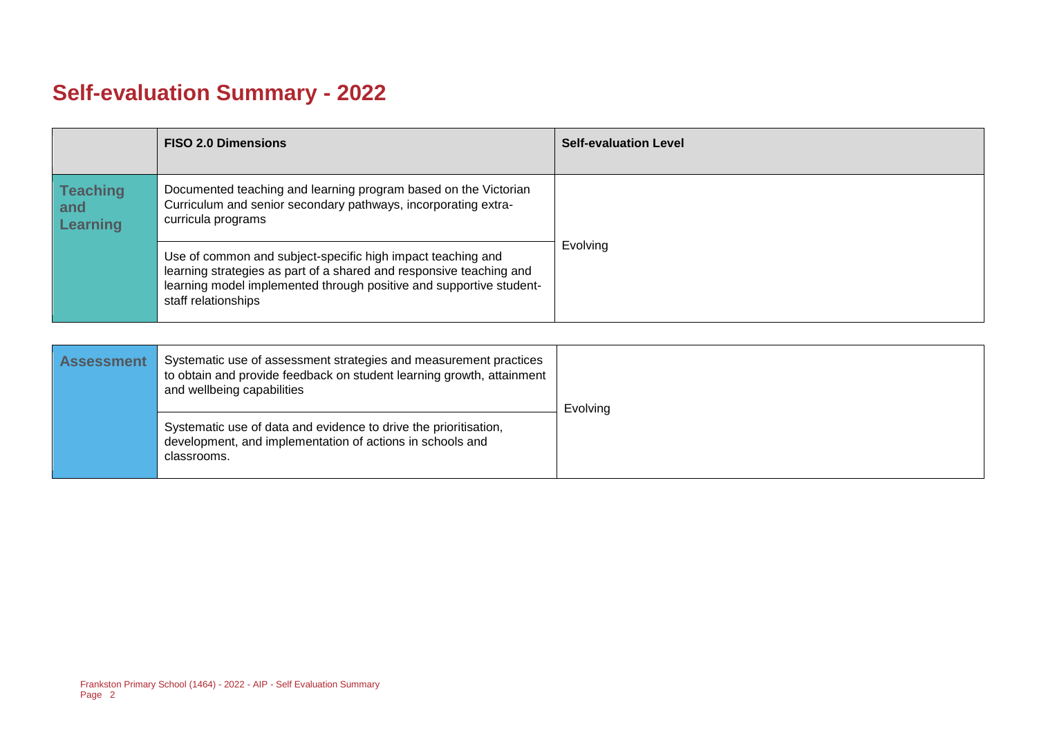# Self-evaluation Summary - 2022

| | FISO 2.0 Dimensions | Self-evaluation Level |
|---|---|---|
| **Teaching and Learning** | Documented teaching and learning program based on the Victorian Curriculum and senior secondary pathways, incorporating extra-curricula programs | Evolving |
| | Use of common and subject-specific high impact teaching and learning strategies as part of a shared and responsive teaching and learning model implemented through positive and supportive student-staff relationships | |

| | | |
|---|---|---|
| **Assessment** | Systematic use of assessment strategies and measurement practices to obtain and provide feedback on student learning growth, attainment and wellbeing capabilities | Evolving |
| | Systematic use of data and evidence to drive the prioritisation, development, and implementation of actions in schools and classrooms. | |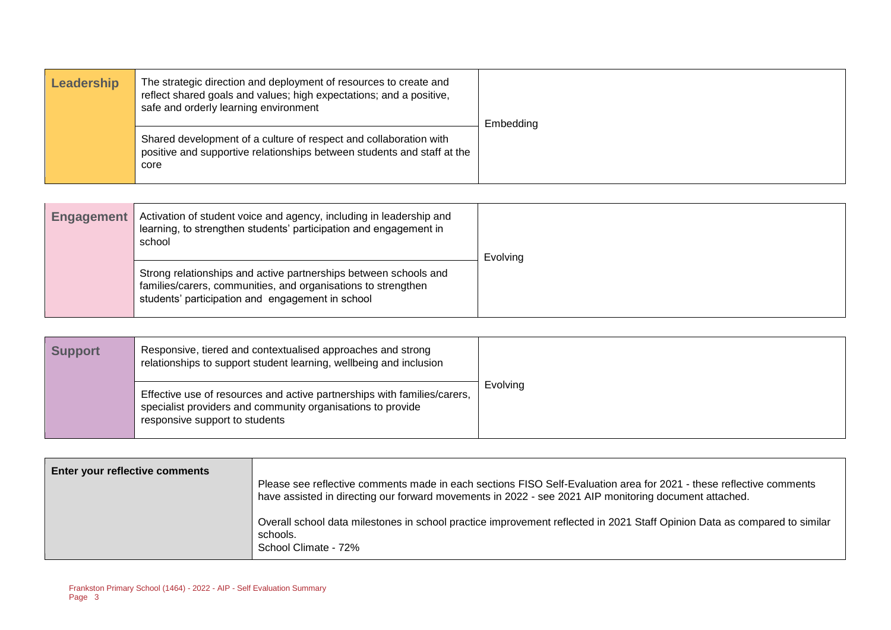| Leadership | | |
|---|---|---|
| Leadership | The strategic direction and deployment of resources to create and reflect shared goals and values; high expectations; and a positive, safe and orderly learning environment | Embedding |
| | Shared development of a culture of respect and collaboration with positive and supportive relationships between students and staff at the core | |

| Engagement | | |
|---|---|---|
| Engagement | Activation of student voice and agency, including in leadership and learning, to strengthen students' participation and engagement in school | Evolving |
| | Strong relationships and active partnerships between schools and families/carers, communities, and organisations to strengthen students' participation and engagement in school | |

| Support | | |
|---|---|---|
| Support | Responsive, tiered and contextualised approaches and strong relationships to support student learning, wellbeing and inclusion | Evolving |
| | Effective use of resources and active partnerships with families/carers, specialist providers and community organisations to provide responsive support to students | |

| Enter your reflective comments | |
|---|---|
| | Please see reflective comments made in each sections FISO Self-Evaluation area for 2021 - these reflective comments have assisted in directing our forward movements in 2022 - see 2021 AIP monitoring document attached.<br><br>Overall school data milestones in school practice improvement reflected in 2021 Staff Opinion Data as compared to similar schools.<br>School Climate - 72% |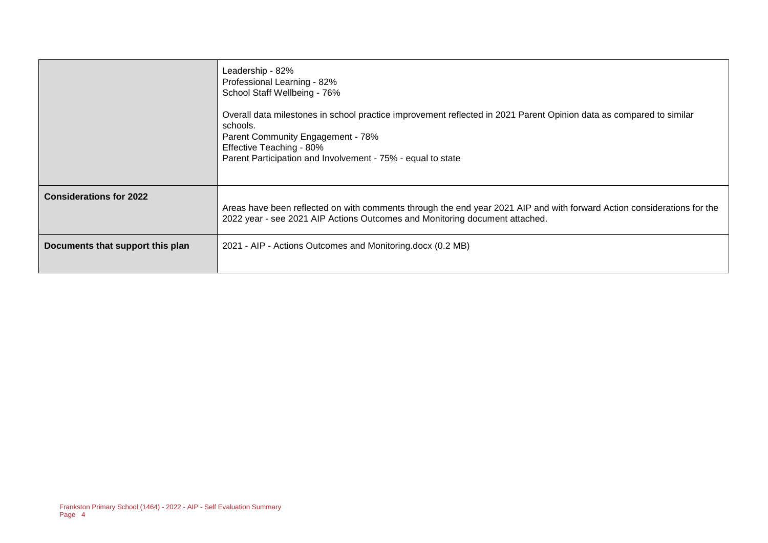| | |
|---|---|
| | Leadership - 82%<br>Professional Learning - 82%<br>School Staff Wellbeing - 76%<br><br>Overall data milestones in school practice improvement reflected in 2021 Parent Opinion data as compared to similar schools.<br>Parent Community Engagement - 78%<br>Effective Teaching - 80%<br>Parent Participation and Involvement - 75% - equal to state |
| **Considerations for 2022** | Areas have been reflected on with comments through the end year 2021 AIP and with forward Action considerations for the 2022 year - see 2021 AIP Actions Outcomes and Monitoring document attached. |
| **Documents that support this plan** | 2021 - AIP - Actions Outcomes and Monitoring.docx (0.2 MB) |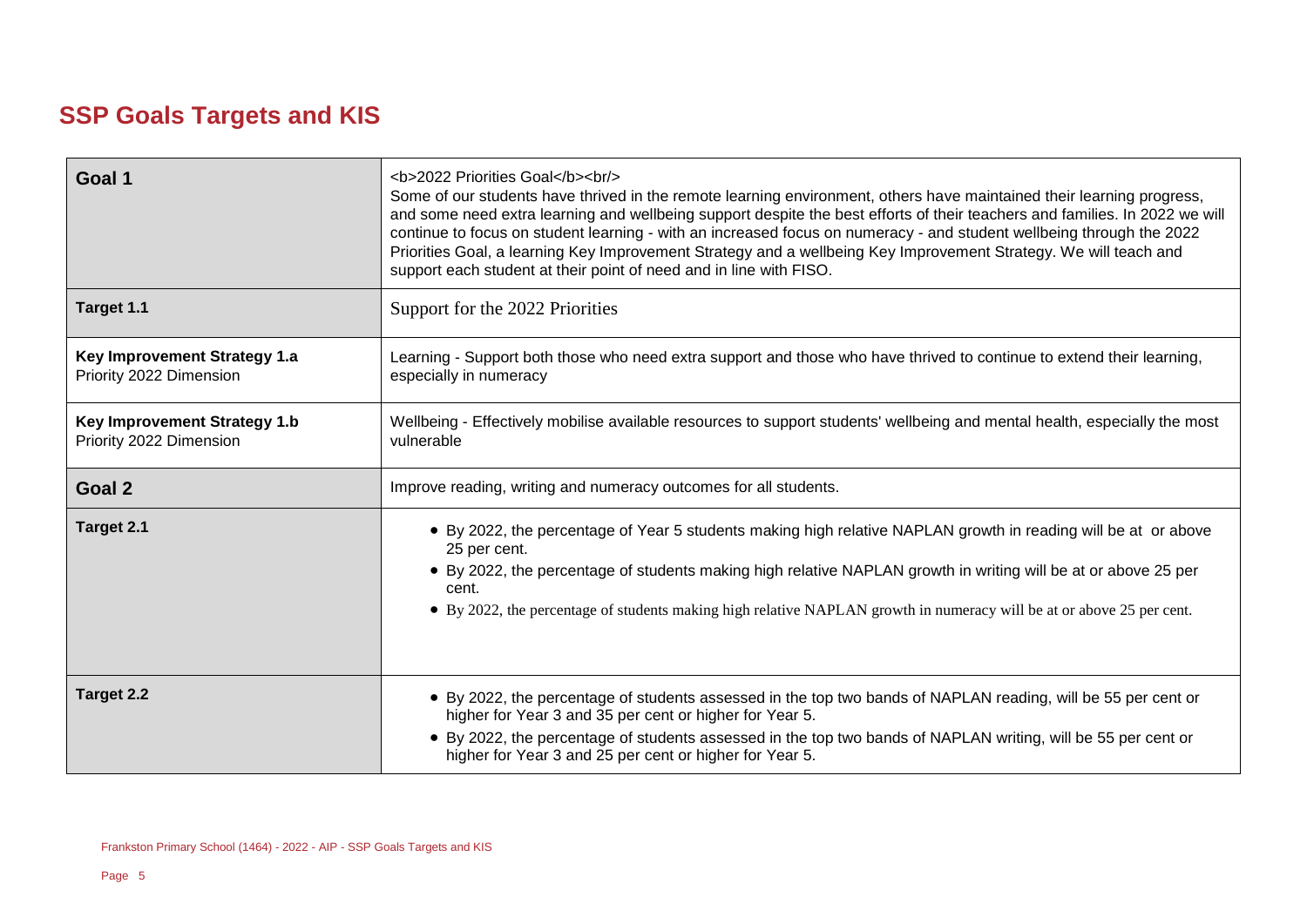## SSP Goals Targets and KIS

| | |
|---|---|
| **Goal 1** | <b>2022 Priorities Goal</b><br/> Some of our students have thrived in the remote learning environment, others have maintained their learning progress, and some need extra learning and wellbeing support despite the best efforts of their teachers and families. In 2022 we will continue to focus on student learning - with an increased focus on numeracy - and student wellbeing through the 2022 Priorities Goal, a learning Key Improvement Strategy and a wellbeing Key Improvement Strategy. We will teach and support each student at their point of need and in line with FISO. |
| **Target 1.1** | Support for the 2022 Priorities |
| **Key Improvement Strategy 1.a** Priority 2022 Dimension | Learning - Support both those who need extra support and those who have thrived to continue to extend their learning, especially in numeracy |
| **Key Improvement Strategy 1.b** Priority 2022 Dimension | Wellbeing - Effectively mobilise available resources to support students' wellbeing and mental health, especially the most vulnerable |
| **Goal 2** | Improve reading, writing and numeracy outcomes for all students. |
| **Target 2.1** | • By 2022, the percentage of Year 5 students making high relative NAPLAN growth in reading will be at or above 25 per cent.<br>• By 2022, the percentage of students making high relative NAPLAN growth in writing will be at or above 25 per cent.<br>• By 2022, the percentage of students making high relative NAPLAN growth in numeracy will be at or above 25 per cent. |
| **Target 2.2** | • By 2022, the percentage of students assessed in the top two bands of NAPLAN reading, will be 55 per cent or higher for Year 3 and 35 per cent or higher for Year 5.<br>• By 2022, the percentage of students assessed in the top two bands of NAPLAN writing, will be 55 per cent or higher for Year 3 and 25 per cent or higher for Year 5. |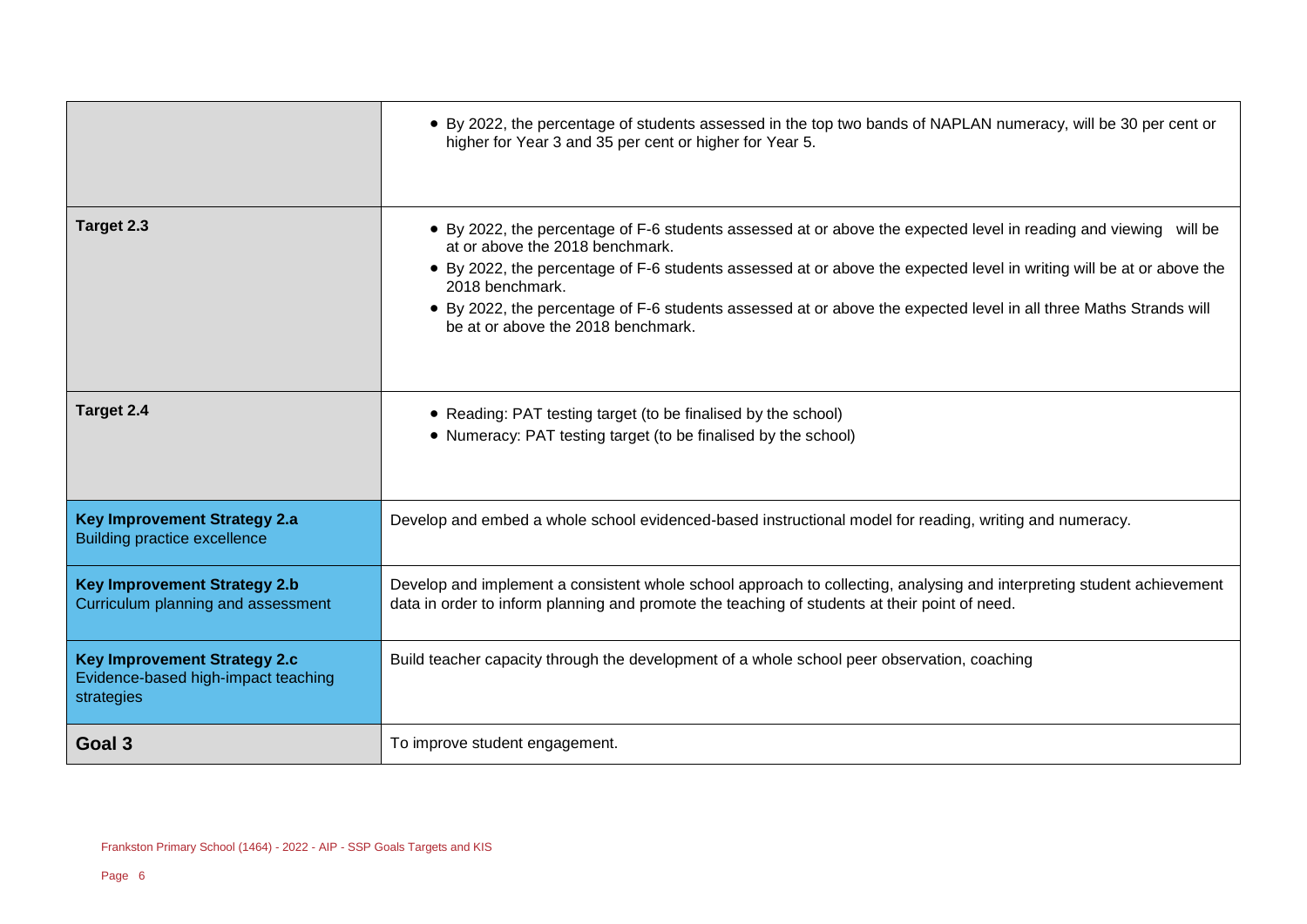| | |
|---|---|
| | • By 2022, the percentage of students assessed in the top two bands of NAPLAN numeracy, will be 30 per cent or higher for Year 3 and 35 per cent or higher for Year 5. |
| **Target 2.3** | • By 2022, the percentage of F-6 students assessed at or above the expected level in reading and viewing will be at or above the 2018 benchmark.<br>• By 2022, the percentage of F-6 students assessed at or above the expected level in writing will be at or above the 2018 benchmark.<br>• By 2022, the percentage of F-6 students assessed at or above the expected level in all three Maths Strands will be at or above the 2018 benchmark. |
| **Target 2.4** | • Reading: PAT testing target (to be finalised by the school)<br>• Numeracy: PAT testing target (to be finalised by the school) |
| **Key Improvement Strategy 2.a**<br>Building practice excellence | Develop and embed a whole school evidenced-based instructional model for reading, writing and numeracy. |
| **Key Improvement Strategy 2.b**<br>Curriculum planning and assessment | Develop and implement a consistent whole school approach to collecting, analysing and interpreting student achievement data in order to inform planning and promote the teaching of students at their point of need. |
| **Key Improvement Strategy 2.c**<br>Evidence-based high-impact teaching strategies | Build teacher capacity through the development of a whole school peer observation, coaching |
| **Goal 3** | To improve student engagement. |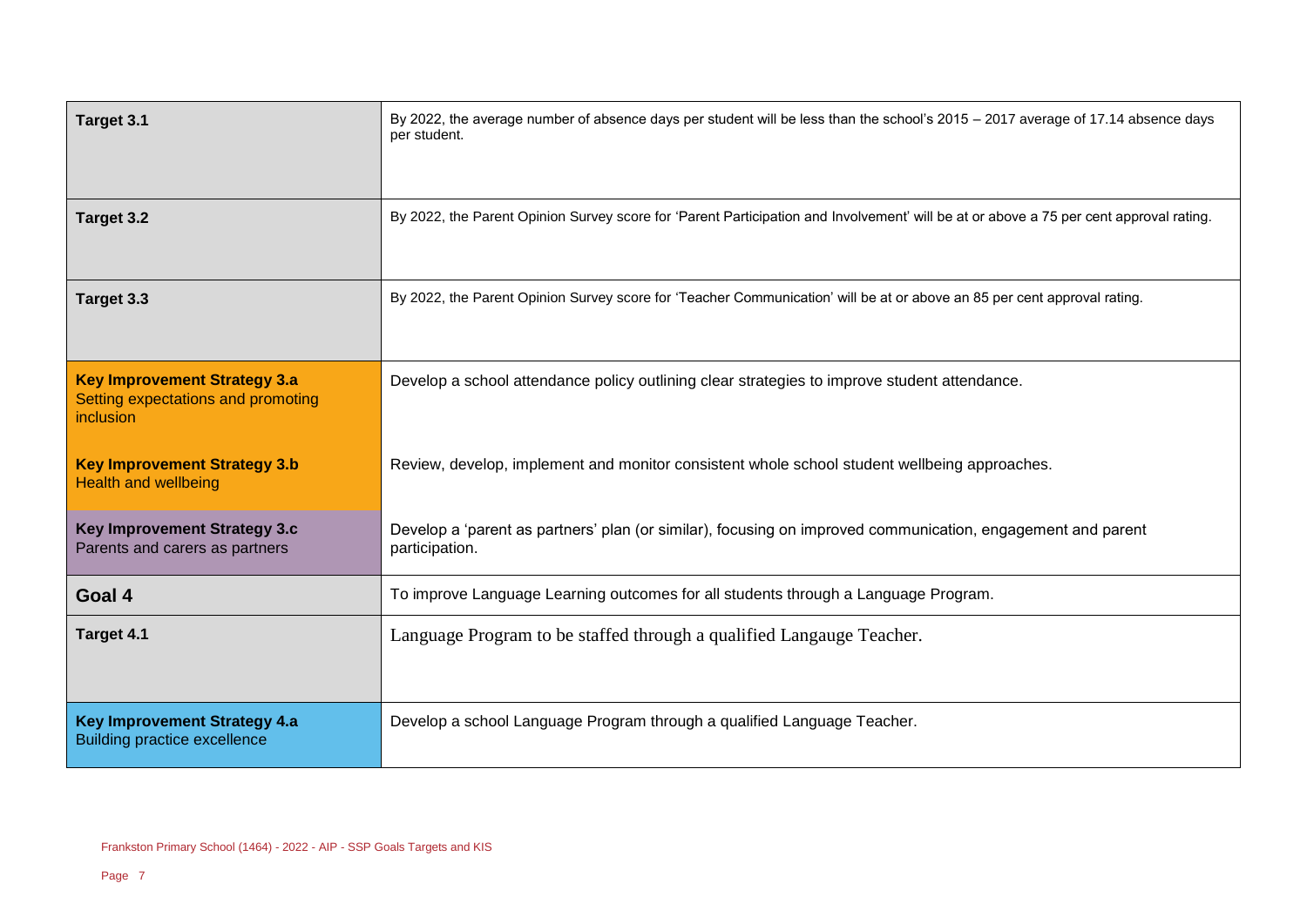| | |
|---|---|
| **Target 3.1** | By 2022, the average number of absence days per student will be less than the school's 2015 – 2017 average of 17.14 absence days per student. |
| **Target 3.2** | By 2022, the Parent Opinion Survey score for 'Parent Participation and Involvement' will be at or above a 75 per cent approval rating. |
| **Target 3.3** | By 2022, the Parent Opinion Survey score for 'Teacher Communication' will be at or above an 85 per cent approval rating. |
| **Key Improvement Strategy 3.a** Setting expectations and promoting inclusion | Develop a school attendance policy outlining clear strategies to improve student attendance. |
| **Key Improvement Strategy 3.b** Health and wellbeing | Review, develop, implement and monitor consistent whole school student wellbeing approaches. |
| **Key Improvement Strategy 3.c** Parents and carers as partners | Develop a 'parent as partners' plan (or similar), focusing on improved communication, engagement and parent participation. |
| **Goal 4** | To improve Language Learning outcomes for all students through a Language Program. |
| **Target 4.1** | Language Program to be staffed through a qualified Langauge Teacher. |
| **Key Improvement Strategy 4.a** Building practice excellence | Develop a school Language Program through a qualified Language Teacher. |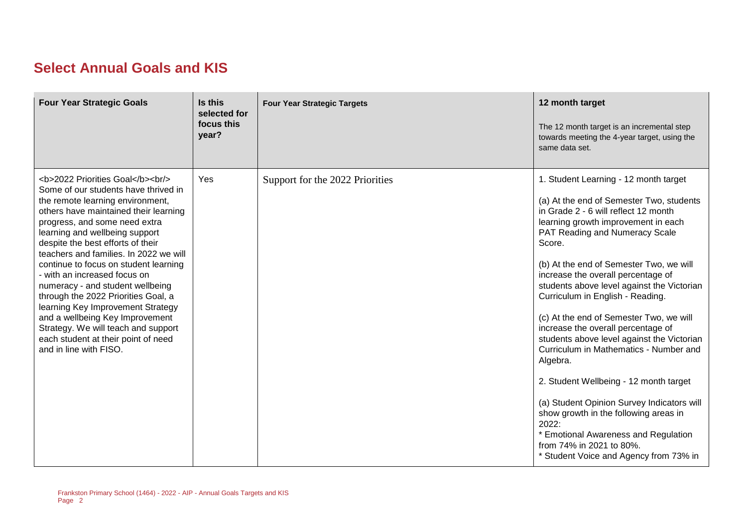## Select Annual Goals and KIS

| Four Year Strategic Goals | Is this selected for focus this year? | Four Year Strategic Targets | 12 month target<br><br>The 12 month target is an incremental step towards meeting the 4-year target, using the same data set. |
|---|---|---|---|
| <b>2022 Priorities Goal</b><br/> Some of our students have thrived in the remote learning environment, others have maintained their learning progress, and some need extra learning and wellbeing support despite the best efforts of their teachers and families. In 2022 we will continue to focus on student learning - with an increased focus on numeracy - and student wellbeing through the 2022 Priorities Goal, a learning Key Improvement Strategy and a wellbeing Key Improvement Strategy. We will teach and support each student at their point of need and in line with FISO. | Yes | Support for the 2022 Priorities | 1. Student Learning - 12 month target<br><br>(a) At the end of Semester Two, students in Grade 2 - 6 will reflect 12 month learning growth improvement in each PAT Reading and Numeracy Scale Score.<br><br>(b) At the end of Semester Two, we will increase the overall percentage of students above level against the Victorian Curriculum in English - Reading.<br><br>(c) At the end of Semester Two, we will increase the overall percentage of students above level against the Victorian Curriculum in Mathematics - Number and Algebra.<br><br>2. Student Wellbeing - 12 month target<br><br>(a) Student Opinion Survey Indicators will show growth in the following areas in 2022:<br>* Emotional Awareness and Regulation from 74% in 2021 to 80%.<br>* Student Voice and Agency from 73% in |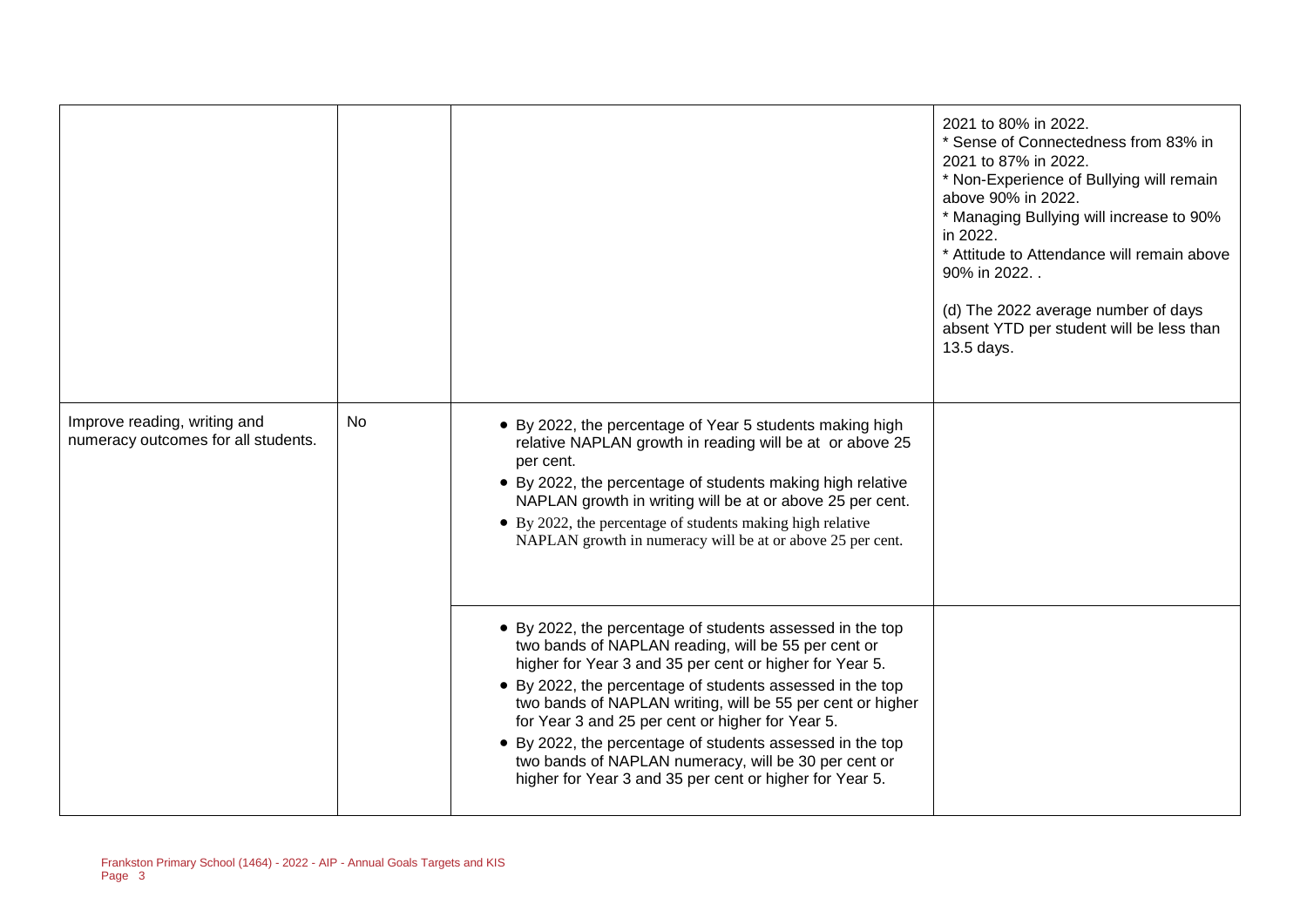| | | | |
|---|---|---|---|
| | | | 2021 to 80% in 2022.<br>* Sense of Connectedness from 83% in 2021 to 87% in 2022.<br>* Non-Experience of Bullying will remain above 90% in 2022.<br>* Managing Bullying will increase to 90% in 2022.<br>* Attitude to Attendance will remain above 90% in 2022. .<br><br>(d) The 2022 average number of days absent YTD per student will be less than 13.5 days. |
| Improve reading, writing and numeracy outcomes for all students. | No | • By 2022, the percentage of Year 5 students making high relative NAPLAN growth in reading will be at or above 25 per cent.<br>• By 2022, the percentage of students making high relative NAPLAN growth in writing will be at or above 25 per cent.<br>• By 2022, the percentage of students making high relative NAPLAN growth in numeracy will be at or above 25 per cent. | |
| | | • By 2022, the percentage of students assessed in the top two bands of NAPLAN reading, will be 55 per cent or higher for Year 3 and 35 per cent or higher for Year 5.<br>• By 2022, the percentage of students assessed in the top two bands of NAPLAN writing, will be 55 per cent or higher for Year 3 and 25 per cent or higher for Year 5.<br>• By 2022, the percentage of students assessed in the top two bands of NAPLAN numeracy, will be 30 per cent or higher for Year 3 and 35 per cent or higher for Year 5. | |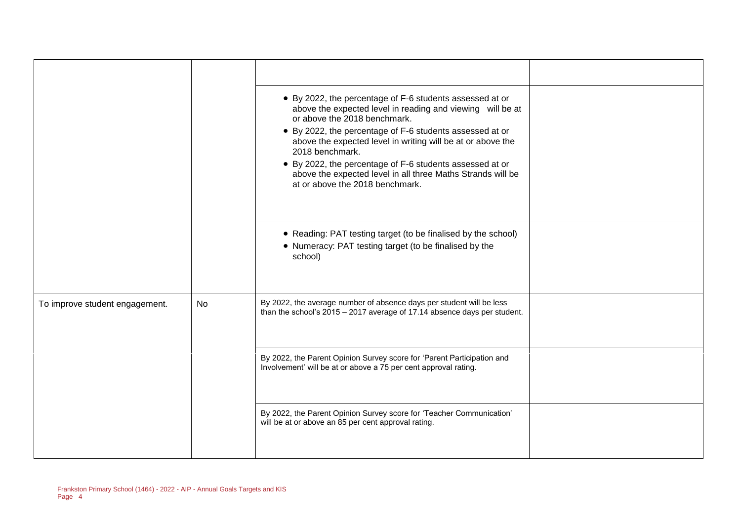| | | | |
|---|---|---|---|
| | | | |
| | | • By 2022, the percentage of F-6 students assessed at or above the expected level in reading and viewing will be at or above the 2018 benchmark.<br>• By 2022, the percentage of F-6 students assessed at or above the expected level in writing will be at or above the 2018 benchmark.<br>• By 2022, the percentage of F-6 students assessed at or above the expected level in all three Maths Strands will be at or above the 2018 benchmark. | |
| | | • Reading: PAT testing target (to be finalised by the school)<br>• Numeracy: PAT testing target (to be finalised by the school) | |
| To improve student engagement. | No | By 2022, the average number of absence days per student will be less than the school's 2015 – 2017 average of 17.14 absence days per student. | |
| | | By 2022, the Parent Opinion Survey score for 'Parent Participation and Involvement' will be at or above a 75 per cent approval rating. | |
| | | By 2022, the Parent Opinion Survey score for 'Teacher Communication' will be at or above an 85 per cent approval rating. | |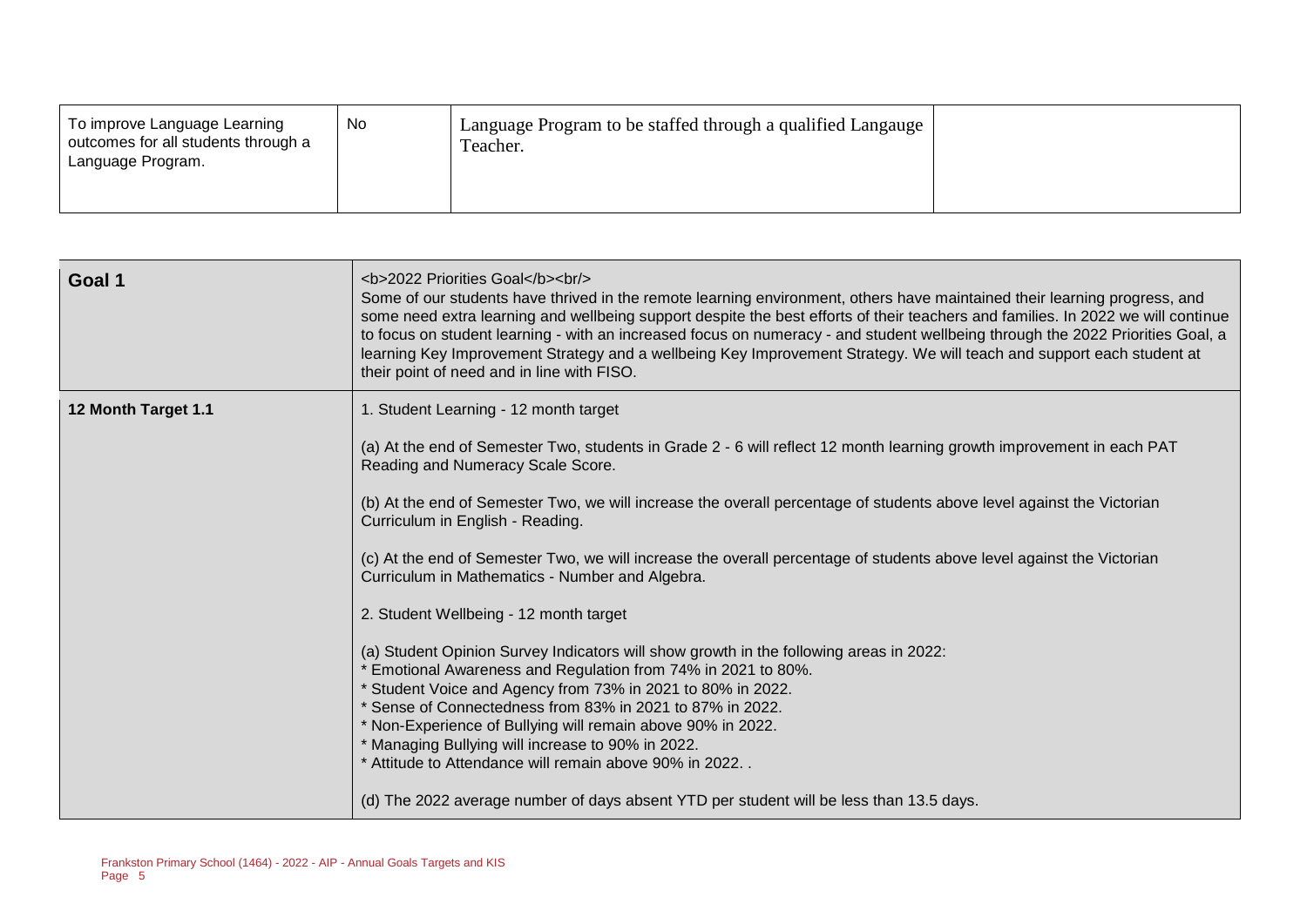| To improve Language Learning outcomes for all students through a Language Program. | No | Language Program to be staffed through a qualified Langauge Teacher. | |
| --- | --- | --- | --- |

| Goal 1 | <b>2022 Priorities Goal</b><br/> Some of our students have thrived in the remote learning environment, others have maintained their learning progress, and some need extra learning and wellbeing support despite the best efforts of their teachers and families. In 2022 we will continue to focus on student learning - with an increased focus on numeracy - and student wellbeing through the 2022 Priorities Goal, a learning Key Improvement Strategy and a wellbeing Key Improvement Strategy. We will teach and support each student at their point of need and in line with FISO. |
| --- | --- |
| 12 Month Target 1.1 | 1. Student Learning - 12 month target<br><br>(a) At the end of Semester Two, students in Grade 2 - 6 will reflect 12 month learning growth improvement in each PAT Reading and Numeracy Scale Score.<br><br>(b) At the end of Semester Two, we will increase the overall percentage of students above level against the Victorian Curriculum in English - Reading.<br><br>(c) At the end of Semester Two, we will increase the overall percentage of students above level against the Victorian Curriculum in Mathematics - Number and Algebra.<br><br>2. Student Wellbeing - 12 month target<br><br>(a) Student Opinion Survey Indicators will show growth in the following areas in 2022:<br>* Emotional Awareness and Regulation from 74% in 2021 to 80%.<br>* Student Voice and Agency from 73% in 2021 to 80% in 2022.<br>* Sense of Connectedness from 83% in 2021 to 87% in 2022.<br>* Non-Experience of Bullying will remain above 90% in 2022.<br>* Managing Bullying will increase to 90% in 2022.<br>* Attitude to Attendance will remain above 90% in 2022. .<br><br>(d) The 2022 average number of days absent YTD per student will be less than 13.5 days. |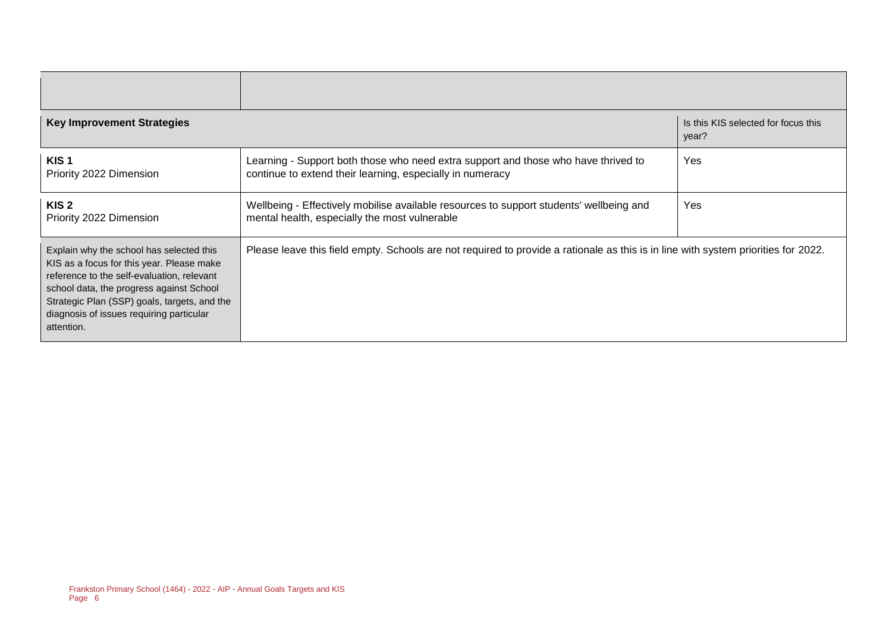| | | |
|---|---|---|
| **Key Improvement Strategies** | | Is this KIS selected for focus this year? |
| **KIS 1**<br>Priority 2022 Dimension | Learning - Support both those who need extra support and those who have thrived to continue to extend their learning, especially in numeracy | Yes |
| **KIS 2**<br>Priority 2022 Dimension | Wellbeing - Effectively mobilise available resources to support students' wellbeing and mental health, especially the most vulnerable | Yes |
| Explain why the school has selected this KIS as a focus for this year. Please make reference to the self-evaluation, relevant school data, the progress against School Strategic Plan (SSP) goals, targets, and the diagnosis of issues requiring particular attention. | Please leave this field empty. Schools are not required to provide a rationale as this is in line with system priorities for 2022. | |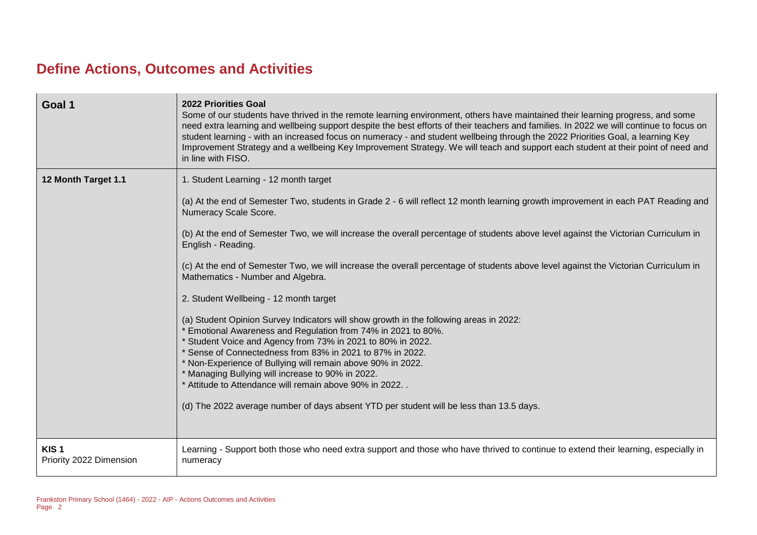# Define Actions, Outcomes and Activities

| Goal 1 | 2022 Priorities Goal<br>Some of our students have thrived in the remote learning environment, others have maintained their learning progress, and some need extra learning and wellbeing support despite the best efforts of their teachers and families. In 2022 we will continue to focus on student learning - with an increased focus on numeracy - and student wellbeing through the 2022 Priorities Goal, a learning Key Improvement Strategy and a wellbeing Key Improvement Strategy. We will teach and support each student at their point of need and in line with FISO. |
|---|---|
| **12 Month Target 1.1** | 1. Student Learning - 12 month target<br><br>(a) At the end of Semester Two, students in Grade 2 - 6 will reflect 12 month learning growth improvement in each PAT Reading and Numeracy Scale Score.<br><br>(b) At the end of Semester Two, we will increase the overall percentage of students above level against the Victorian Curriculum in English - Reading.<br><br>(c) At the end of Semester Two, we will increase the overall percentage of students above level against the Victorian Curriculum in Mathematics - Number and Algebra.<br><br>2. Student Wellbeing - 12 month target<br><br>(a) Student Opinion Survey Indicators will show growth in the following areas in 2022:<br>* Emotional Awareness and Regulation from 74% in 2021 to 80%.<br>* Student Voice and Agency from 73% in 2021 to 80% in 2022.<br>* Sense of Connectedness from 83% in 2021 to 87% in 2022.<br>* Non-Experience of Bullying will remain above 90% in 2022.<br>* Managing Bullying will increase to 90% in 2022.<br>* Attitude to Attendance will remain above 90% in 2022. .<br><br>(d) The 2022 average number of days absent YTD per student will be less than 13.5 days. |
| **KIS 1**<br>Priority 2022 Dimension | Learning - Support both those who need extra support and those who have thrived to continue to extend their learning, especially in numeracy |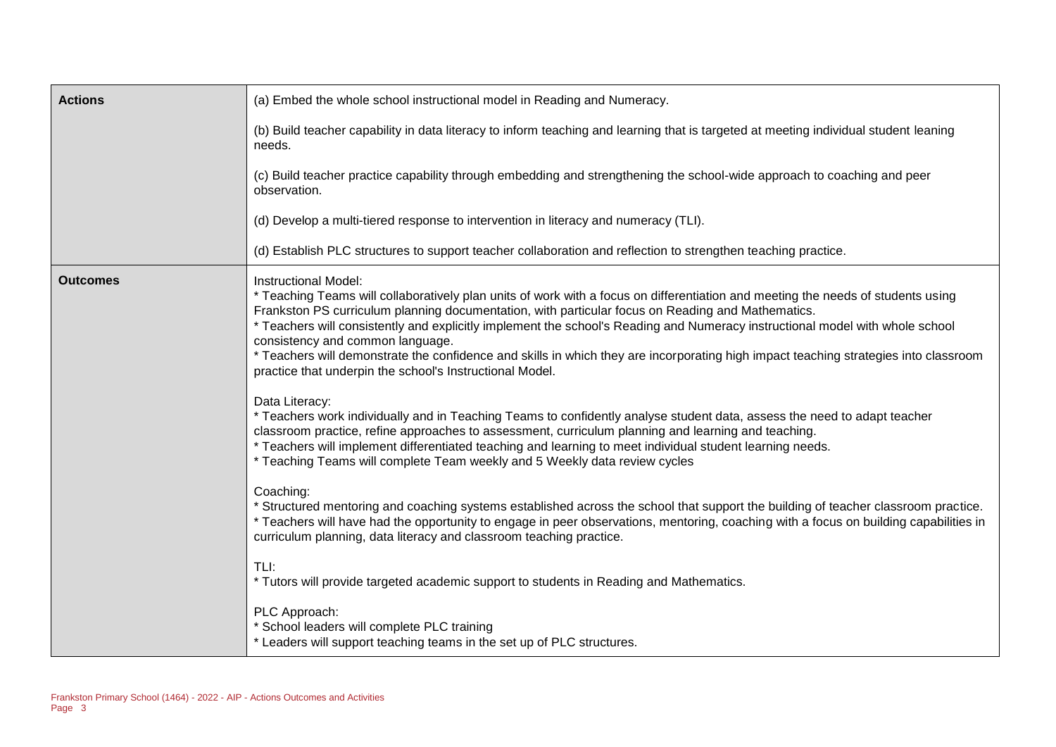| | |
|---|---|
| **Actions** | (a) Embed the whole school instructional model in Reading and Numeracy.<br><br>(b) Build teacher capability in data literacy to inform teaching and learning that is targeted at meeting individual student leaning needs.<br><br>(c) Build teacher practice capability through embedding and strengthening the school-wide approach to coaching and peer observation.<br><br>(d) Develop a multi-tiered response to intervention in literacy and numeracy (TLI).<br><br>(d) Establish PLC structures to support teacher collaboration and reflection to strengthen teaching practice. |
| **Outcomes** | Instructional Model:<br>* Teaching Teams will collaboratively plan units of work with a focus on differentiation and meeting the needs of students using Frankston PS curriculum planning documentation, with particular focus on Reading and Mathematics.<br>* Teachers will consistently and explicitly implement the school's Reading and Numeracy instructional model with whole school consistency and common language.<br>* Teachers will demonstrate the confidence and skills in which they are incorporating high impact teaching strategies into classroom practice that underpin the school's Instructional Model.<br><br>Data Literacy:<br>* Teachers work individually and in Teaching Teams to confidently analyse student data, assess the need to adapt teacher classroom practice, refine approaches to assessment, curriculum planning and learning and teaching.<br>* Teachers will implement differentiated teaching and learning to meet individual student learning needs.<br>* Teaching Teams will complete Team weekly and 5 Weekly data review cycles<br><br>Coaching:<br>* Structured mentoring and coaching systems established across the school that support the building of teacher classroom practice.<br>* Teachers will have had the opportunity to engage in peer observations, mentoring, coaching with a focus on building capabilities in curriculum planning, data literacy and classroom teaching practice.<br><br>TLI:<br>* Tutors will provide targeted academic support to students in Reading and Mathematics.<br><br>PLC Approach:<br>* School leaders will complete PLC training<br>* Leaders will support teaching teams in the set up of PLC structures. |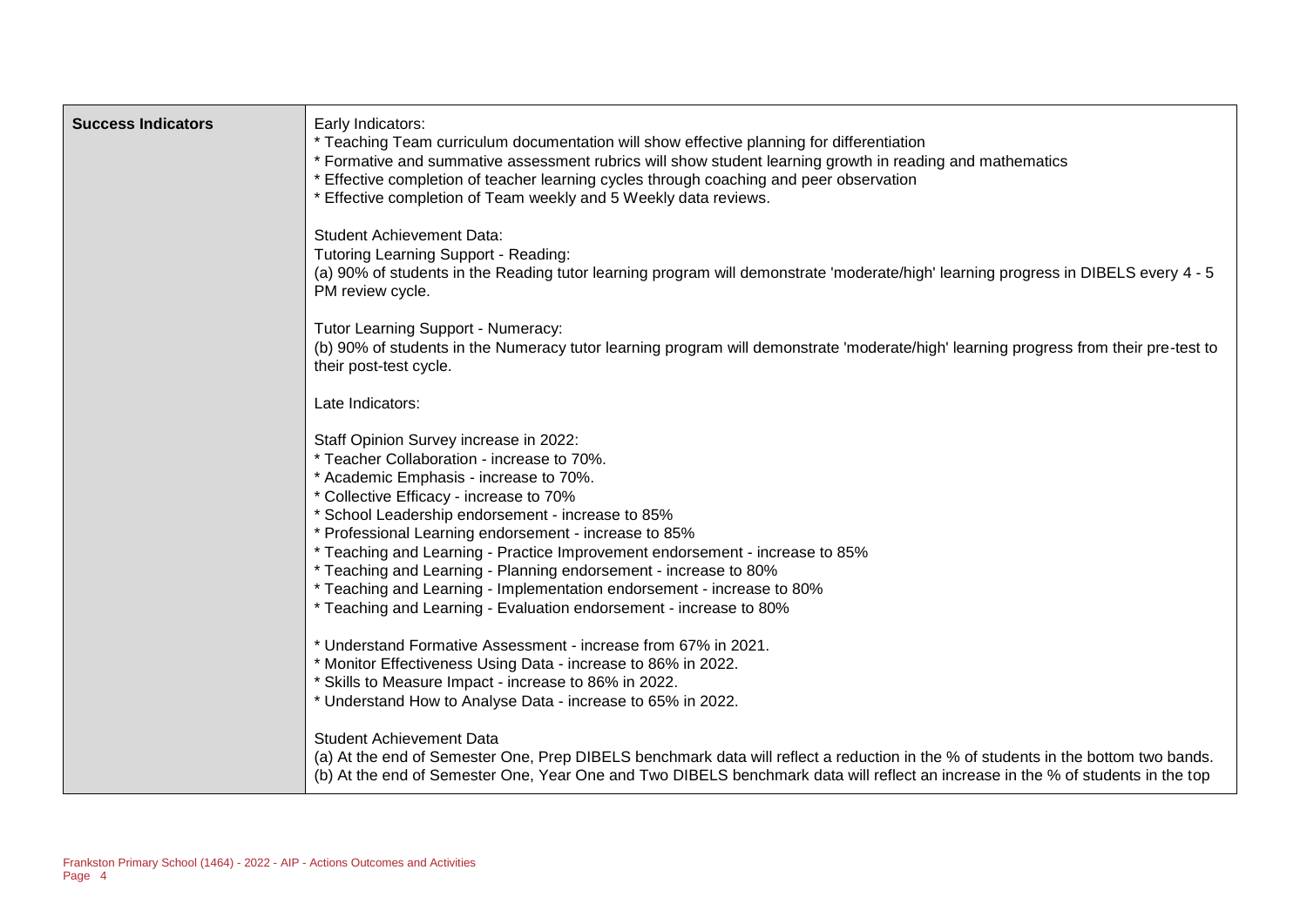| Success Indicators | Early Indicators:<br>* Teaching Team curriculum documentation will show effective planning for differentiation<br>* Formative and summative assessment rubrics will show student learning growth in reading and mathematics<br>* Effective completion of teacher learning cycles through coaching and peer observation<br>* Effective completion of Team weekly and 5 Weekly data reviews.<br><br>Student Achievement Data:<br>Tutoring Learning Support - Reading:<br>(a) 90% of students in the Reading tutor learning program will demonstrate 'moderate/high' learning progress in DIBELS every 4 - 5 PM review cycle.<br><br>Tutor Learning Support - Numeracy:<br>(b) 90% of students in the Numeracy tutor learning program will demonstrate 'moderate/high' learning progress from their pre-test to their post-test cycle.<br><br>Late Indicators:<br><br>Staff Opinion Survey increase in 2022:<br>* Teacher Collaboration - increase to 70%.<br>* Academic Emphasis - increase to 70%.<br>* Collective Efficacy - increase to 70%<br>* School Leadership endorsement - increase to 85%<br>* Professional Learning endorsement - increase to 85%<br>* Teaching and Learning - Practice Improvement endorsement - increase to 85%<br>* Teaching and Learning - Planning endorsement - increase to 80%<br>* Teaching and Learning - Implementation endorsement - increase to 80%<br>* Teaching and Learning - Evaluation endorsement - increase to 80%<br><br>* Understand Formative Assessment - increase from 67% in 2021.<br>* Monitor Effectiveness Using Data - increase to 86% in 2022.<br>* Skills to Measure Impact - increase to 86% in 2022.<br>* Understand How to Analyse Data - increase to 65% in 2022.<br><br>Student Achievement Data<br>(a) At the end of Semester One, Prep DIBELS benchmark data will reflect a reduction in the % of students in the bottom two bands.<br>(b) At the end of Semester One, Year One and Two DIBELS benchmark data will reflect an increase in the % of students in the top |
|---|---|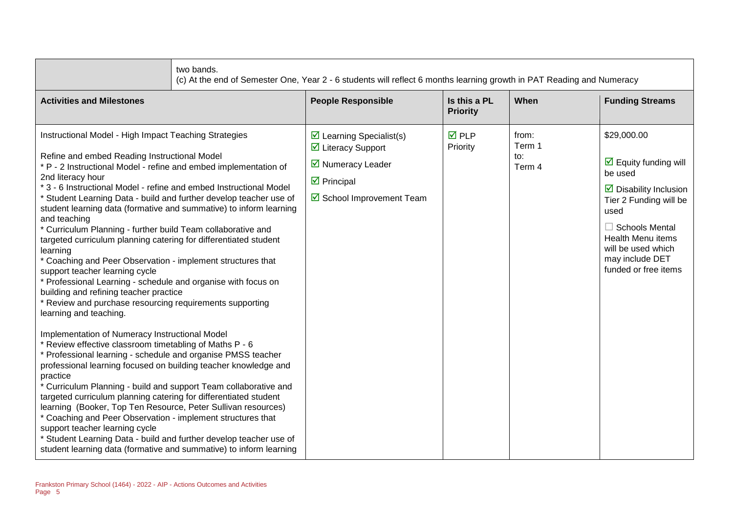| | two bands.<br>(c) At the end of Semester One, Year 2 - 6 students will reflect 6 months learning growth in PAT Reading and Numeracy | | | |
|---|---|---|---|---|
| **Activities and Milestones** | **People Responsible** | **Is this a PL Priority** | **When** | **Funding Streams** |
| Instructional Model - High Impact Teaching Strategies<br><br>Refine and embed Reading Instructional Model<br>* P - 2 Instructional Model - refine and embed implementation of 2nd literacy hour<br>* 3 - 6 Instructional Model - refine and embed Instructional Model<br>* Student Learning Data - build and further develop teacher use of student learning data (formative and summative) to inform learning and teaching<br>* Curriculum Planning - further build Team collaborative and targeted curriculum planning catering for differentiated student learning<br>* Coaching and Peer Observation - implement structures that support teacher learning cycle<br>* Professional Learning - schedule and organise with focus on building and refining teacher practice<br>* Review and purchase resourcing requirements supporting learning and teaching.<br><br>Implementation of Numeracy Instructional Model<br>* Review effective classroom timetabling of Maths P - 6<br>* Professional learning - schedule and organise PMSS teacher professional learning focused on building teacher knowledge and practice<br>* Curriculum Planning - build and support Team collaborative and targeted curriculum planning catering for differentiated student learning (Booker, Top Ten Resource, Peter Sullivan resources)<br>* Coaching and Peer Observation - implement structures that support teacher learning cycle<br>* Student Learning Data - build and further develop teacher use of student learning data (formative and summative) to inform learning | ☑ Learning Specialist(s)<br>☑ Literacy Support<br>☑ Numeracy Leader<br>☑ Principal<br>☑ School Improvement Team | ☑ PLP Priority | from:<br>Term 1<br>to:<br>Term 4 | $29,000.00<br><br>☑ Equity funding will be used<br><br>☑ Disability Inclusion Tier 2 Funding will be used<br><br>☐ Schools Mental Health Menu items will be used which may include DET funded or free items |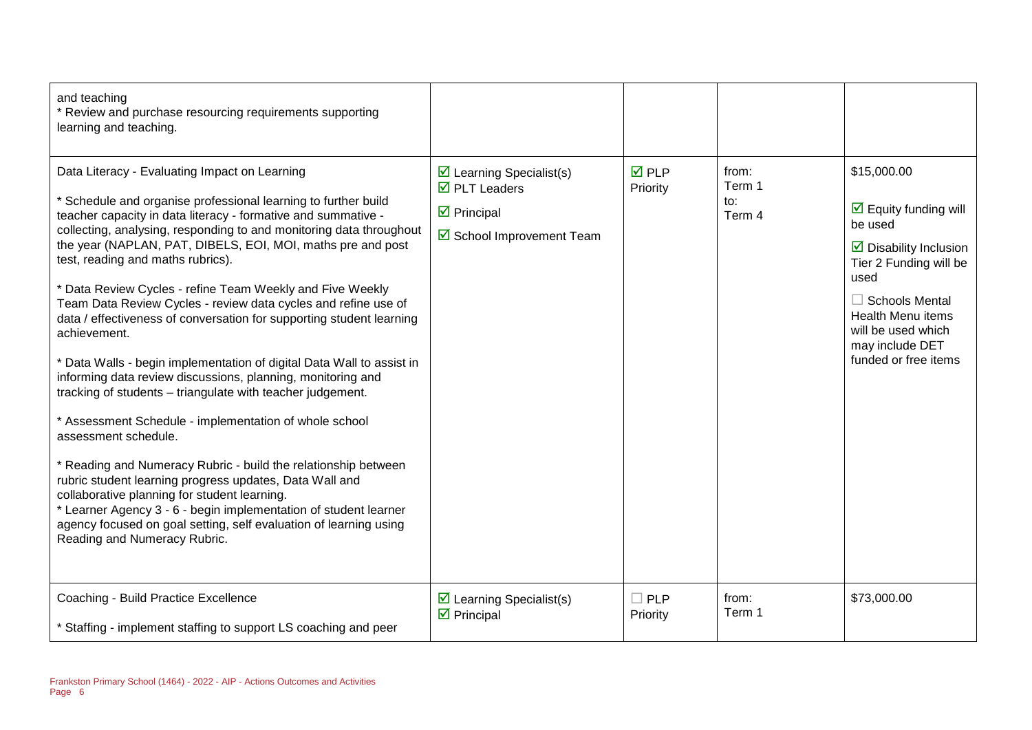| | | | | |
|---|---|---|---|---|
| and teaching<br>* Review and purchase resourcing requirements supporting learning and teaching. | | | | |
| Data Literacy - Evaluating Impact on Learning<br><br>* Schedule and organise professional learning to further build teacher capacity in data literacy - formative and summative - collecting, analysing, responding to and monitoring data throughout the year (NAPLAN, PAT, DIBELS, EOI, MOI, maths pre and post test, reading and maths rubrics).<br><br>* Data Review Cycles - refine Team Weekly and Five Weekly Team Data Review Cycles - review data cycles and refine use of data / effectiveness of conversation for supporting student learning achievement.<br><br>* Data Walls - begin implementation of digital Data Wall to assist in informing data review discussions, planning, monitoring and tracking of students – triangulate with teacher judgement.<br><br>* Assessment Schedule - implementation of whole school assessment schedule.<br><br>* Reading and Numeracy Rubric - build the relationship between rubric student learning progress updates, Data Wall and collaborative planning for student learning.<br>* Learner Agency 3 - 6 - begin implementation of student learner agency focused on goal setting, self evaluation of learning using Reading and Numeracy Rubric. | ☑ Learning Specialist(s)<br>☑ PLT Leaders<br>☑ Principal<br>☑ School Improvement Team | ☑ PLP Priority | from:<br>Term 1<br>to:<br>Term 4 | $15,000.00<br><br>☑ Equity funding will be used<br><br>☑ Disability Inclusion Tier 2 Funding will be used<br><br>☐ Schools Mental Health Menu items will be used which may include DET funded or free items |
| Coaching - Build Practice Excellence<br><br>* Staffing - implement staffing to support LS coaching and peer | ☑ Learning Specialist(s)<br>☑ Principal | ☐ PLP Priority | from:<br>Term 1 | $73,000.00 |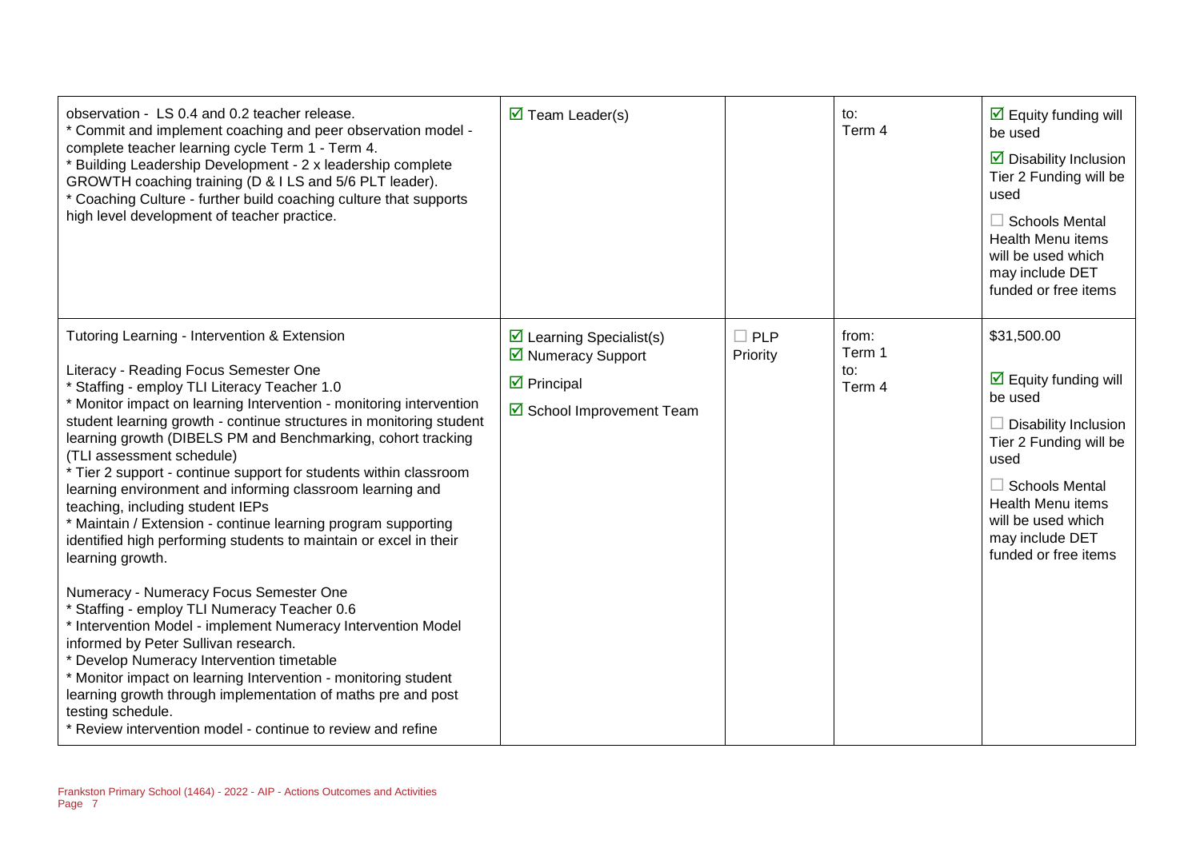| | | | | |
|---|---|---|---|---|
| observation - LS 0.4 and 0.2 teacher release.<br>* Commit and implement coaching and peer observation model - complete teacher learning cycle Term 1 - Term 4.<br>* Building Leadership Development - 2 x leadership complete GROWTH coaching training (D & I LS and 5/6 PLT leader).<br>* Coaching Culture - further build coaching culture that supports high level development of teacher practice. | ☑ Team Leader(s) | | to:<br>Term 4 | ☑ Equity funding will be used<br><br>☑ Disability Inclusion Tier 2 Funding will be used<br><br>☐ Schools Mental Health Menu items will be used which may include DET funded or free items |
| Tutoring Learning - Intervention & Extension<br><br>Literacy - Reading Focus Semester One<br>* Staffing - employ TLI Literacy Teacher 1.0<br>* Monitor impact on learning Intervention - monitoring intervention student learning growth - continue structures in monitoring student learning growth (DIBELS PM and Benchmarking, cohort tracking (TLI assessment schedule)<br>* Tier 2 support - continue support for students within classroom learning environment and informing classroom learning and teaching, including student IEPs<br>* Maintain / Extension - continue learning program supporting identified high performing students to maintain or excel in their learning growth.<br><br>Numeracy - Numeracy Focus Semester One<br>* Staffing - employ TLI Numeracy Teacher 0.6<br>* Intervention Model - implement Numeracy Intervention Model informed by Peter Sullivan research.<br>* Develop Numeracy Intervention timetable<br>* Monitor impact on learning Intervention - monitoring student learning growth through implementation of maths pre and post testing schedule.<br>* Review intervention model - continue to review and refine | ☑ Learning Specialist(s)<br>☑ Numeracy Support<br><br>☑ Principal<br><br>☑ School Improvement Team | ☐ PLP Priority | from:<br>Term 1<br>to:<br>Term 4 | $31,500.00<br><br>☑ Equity funding will be used<br><br>☐ Disability Inclusion Tier 2 Funding will be used<br><br>☐ Schools Mental Health Menu items will be used which may include DET funded or free items |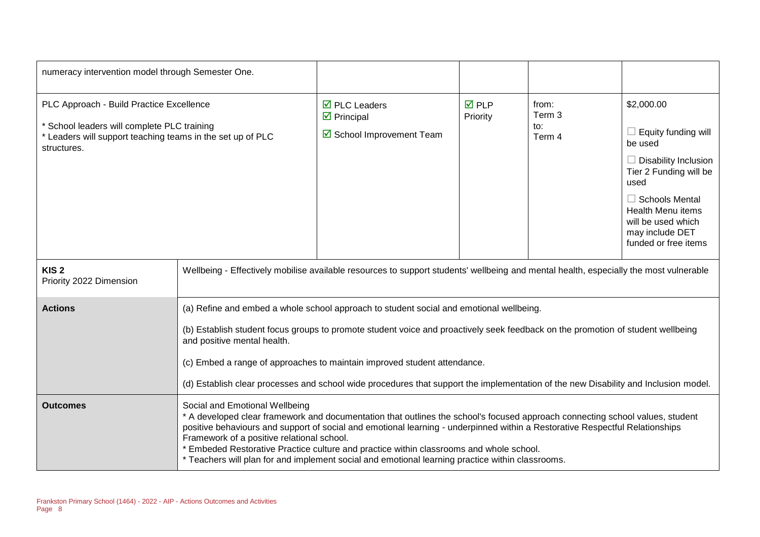| | | | | |
|---|---|---|---|---|
| numeracy intervention model through Semester One. | | | | |
| PLC Approach - Build Practice Excellence<br><br>* School leaders will complete PLC training<br>* Leaders will support teaching teams in the set up of PLC structures. | ☑ PLC Leaders<br>☑ Principal<br>☑ School Improvement Team | ☑ PLP Priority | from:<br>Term 3<br>to:<br>Term 4 | $2,000.00<br><br>☐ Equity funding will be used<br><br>☐ Disability Inclusion Tier 2 Funding will be used<br><br>☐ Schools Mental Health Menu items will be used which may include DET funded or free items |

| | |
|---|---|
| **KIS 2**<br>Priority 2022 Dimension | Wellbeing - Effectively mobilise available resources to support students' wellbeing and mental health, especially the most vulnerable |
| **Actions** | (a) Refine and embed a whole school approach to student social and emotional wellbeing.<br><br>(b) Establish student focus groups to promote student voice and proactively seek feedback on the promotion of student wellbeing and positive mental health.<br><br>(c) Embed a range of approaches to maintain improved student attendance.<br><br>(d) Establish clear processes and school wide procedures that support the implementation of the new Disability and Inclusion model. |
| **Outcomes** | Social and Emotional Wellbeing<br>* A developed clear framework and documentation that outlines the school's focused approach connecting school values, student positive behaviours and support of social and emotional learning - underpinned within a Restorative Respectful Relationships Framework of a positive relational school.<br>* Embeded Restorative Practice culture and practice within classrooms and whole school.<br>* Teachers will plan for and implement social and emotional learning practice within classrooms. |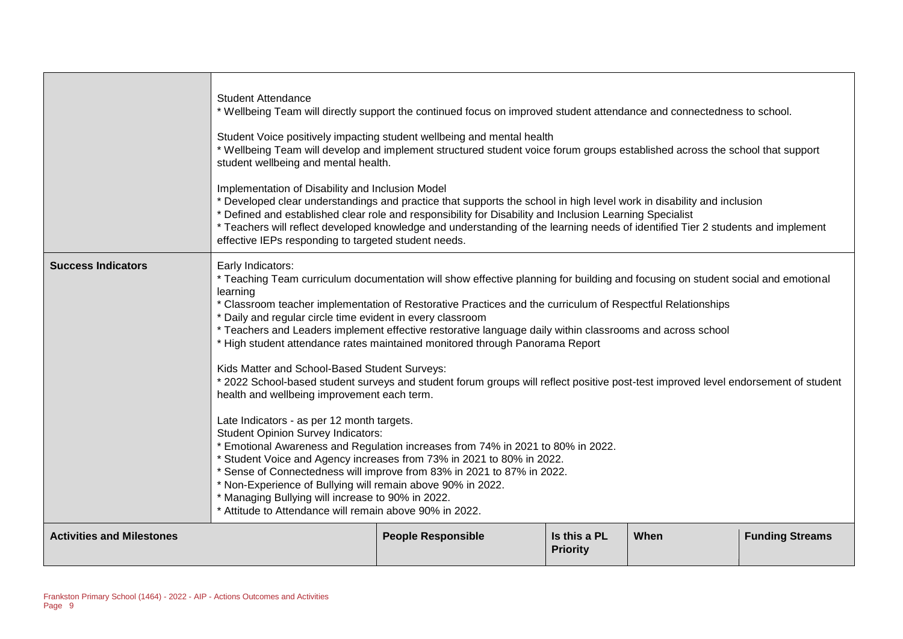| | | | | | |
|---|---|---|---|---|---|
| | Student Attendance<br>* Wellbeing Team will directly support the continued focus on improved student attendance and connectedness to school.<br><br>Student Voice positively impacting student wellbeing and mental health<br>* Wellbeing Team will develop and implement structured student voice forum groups established across the school that support student wellbeing and mental health.<br><br>Implementation of Disability and Inclusion Model<br>* Developed clear understandings and practice that supports the school in high level work in disability and inclusion<br>* Defined and established clear role and responsibility for Disability and Inclusion Learning Specialist<br>* Teachers will reflect developed knowledge and understanding of the learning needs of identified Tier 2 students and implement effective IEPs responding to targeted student needs. | | | | |
| **Success Indicators** | Early Indicators:<br>* Teaching Team curriculum documentation will show effective planning for building and focusing on student social and emotional learning<br>* Classroom teacher implementation of Restorative Practices and the curriculum of Respectful Relationships<br>* Daily and regular circle time evident in every classroom<br>* Teachers and Leaders implement effective restorative language daily within classrooms and across school<br>* High student attendance rates maintained monitored through Panorama Report<br><br>Kids Matter and School-Based Student Surveys:<br>* 2022 School-based student surveys and student forum groups will reflect positive post-test improved level endorsement of student health and wellbeing improvement each term.<br><br>Late Indicators - as per 12 month targets.<br>Student Opinion Survey Indicators:<br>* Emotional Awareness and Regulation increases from 74% in 2021 to 80% in 2022.<br>* Student Voice and Agency increases from 73% in 2021 to 80% in 2022.<br>* Sense of Connectedness will improve from 83% in 2021 to 87% in 2022.<br>* Non-Experience of Bullying will remain above 90% in 2022.<br>* Managing Bullying will increase to 90% in 2022.<br>* Attitude to Attendance will remain above 90% in 2022. | | | | |
| **Activities and Milestones** | | **People Responsible** | **Is this a PL Priority** | **When** | **Funding Streams** |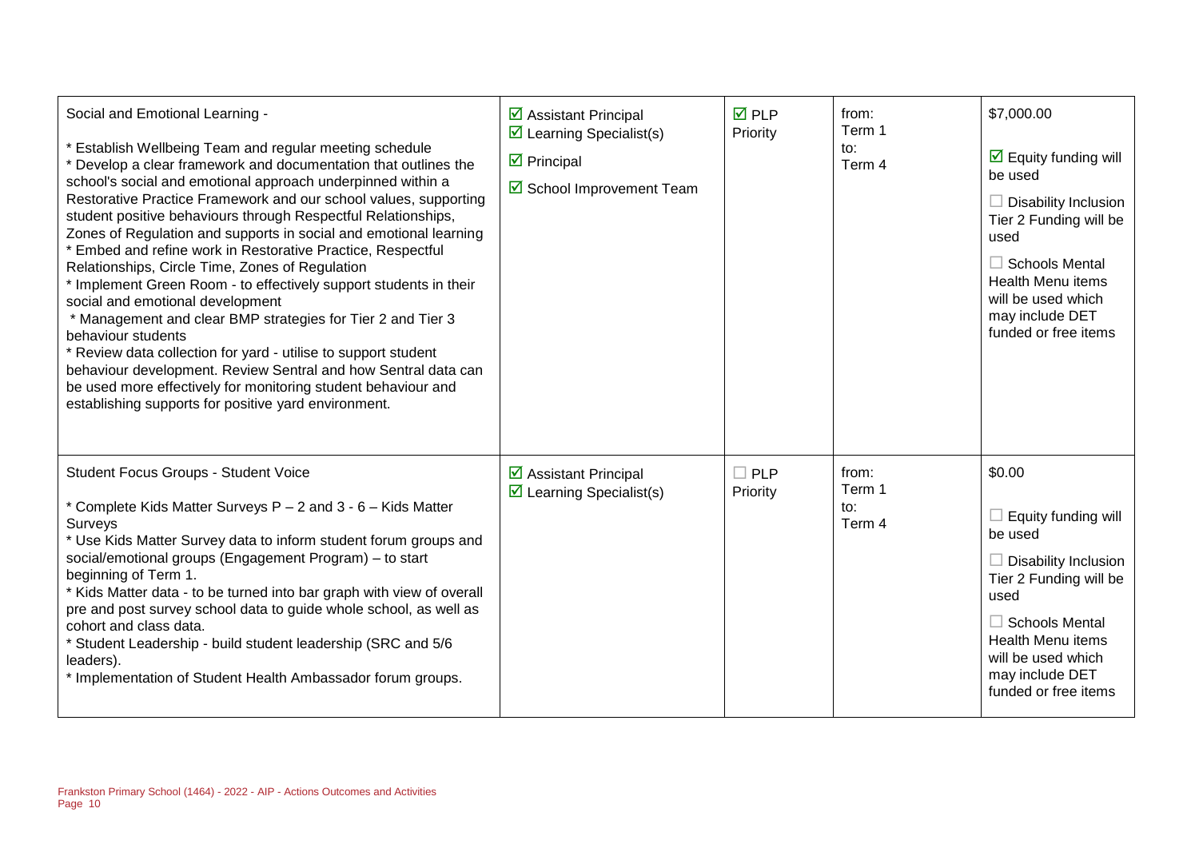| | | | | |
|---|---|---|---|---|
| Social and Emotional Learning - <br><br>* Establish Wellbeing Team and regular meeting schedule<br>* Develop a clear framework and documentation that outlines the school's social and emotional approach underpinned within a Restorative Practice Framework and our school values, supporting student positive behaviours through Respectful Relationships, Zones of Regulation and supports in social and emotional learning<br>* Embed and refine work in Restorative Practice, Respectful Relationships, Circle Time, Zones of Regulation<br>* Implement Green Room - to effectively support students in their social and emotional development<br>* Management and clear BMP strategies for Tier 2 and Tier 3 behaviour students<br>* Review data collection for yard - utilise to support student behaviour development. Review Sentral and how Sentral data can be used more effectively for monitoring student behaviour and establishing supports for positive yard environment. | ☑ Assistant Principal<br>☑ Learning Specialist(s)<br>☑ Principal<br>☑ School Improvement Team | ☑ PLP Priority | from: Term 1<br>to: Term 4 | $7,000.00<br><br>☑ Equity funding will be used<br>☐ Disability Inclusion Tier 2 Funding will be used<br>☐ Schools Mental Health Menu items will be used which may include DET funded or free items |
| Student Focus Groups - Student Voice<br><br>* Complete Kids Matter Surveys P – 2 and 3 - 6 – Kids Matter Surveys<br>* Use Kids Matter Survey data to inform student forum groups and social/emotional groups (Engagement Program) – to start beginning of Term 1.<br>* Kids Matter data - to be turned into bar graph with view of overall pre and post survey school data to guide whole school, as well as cohort and class data.<br>* Student Leadership - build student leadership (SRC and 5/6 leaders).<br>* Implementation of Student Health Ambassador forum groups. | ☑ Assistant Principal<br>☑ Learning Specialist(s) | ☐ PLP Priority | from: Term 1<br>to: Term 4 | $0.00<br><br>☐ Equity funding will be used<br>☐ Disability Inclusion Tier 2 Funding will be used<br>☐ Schools Mental Health Menu items will be used which may include DET funded or free items |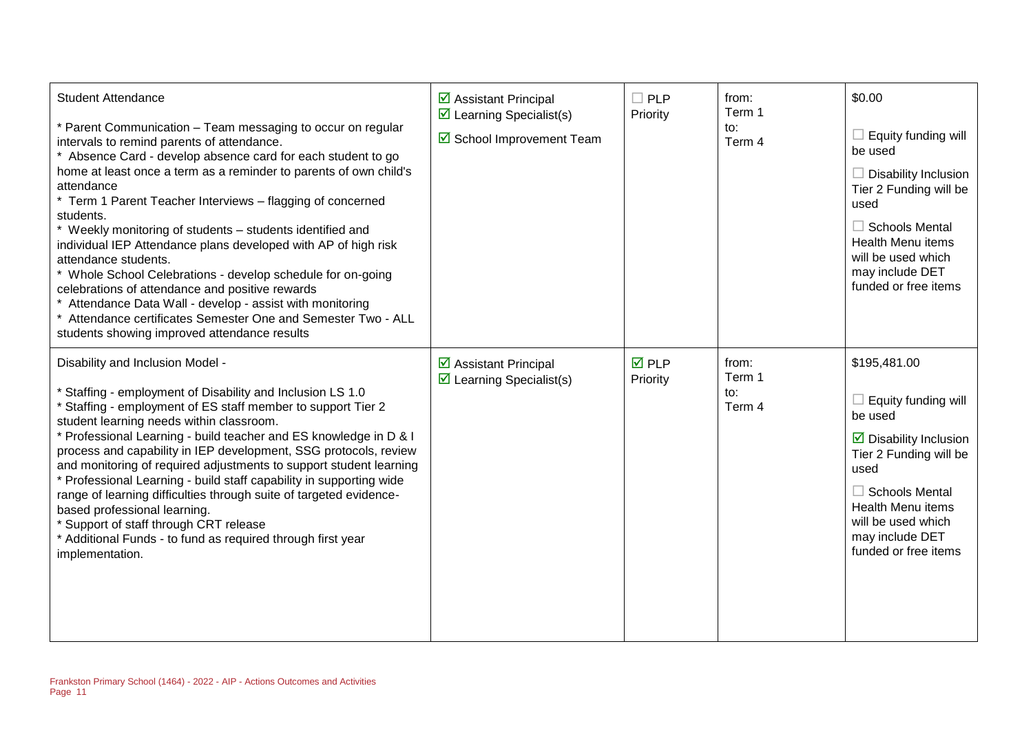| | | | | |
|---|---|---|---|---|
| Student Attendance<br><br>* Parent Communication – Team messaging to occur on regular intervals to remind parents of attendance.<br>* Absence Card - develop absence card for each student to go home at least once a term as a reminder to parents of own child's attendance<br>* Term 1 Parent Teacher Interviews – flagging of concerned students.<br>* Weekly monitoring of students – students identified and individual IEP Attendance plans developed with AP of high risk attendance students.<br>* Whole School Celebrations - develop schedule for on-going celebrations of attendance and positive rewards<br>* Attendance Data Wall - develop - assist with monitoring<br>* Attendance certificates Semester One and Semester Two - ALL students showing improved attendance results | ☑ Assistant Principal<br>☑ Learning Specialist(s)<br>☑ School Improvement Team | ☐ PLP Priority | from:<br>Term 1<br>to:<br>Term 4 | $0.00<br><br>☐ Equity funding will be used<br><br>☐ Disability Inclusion Tier 2 Funding will be used<br><br>☐ Schools Mental Health Menu items will be used which may include DET funded or free items |
| Disability and Inclusion Model -<br><br>* Staffing - employment of Disability and Inclusion LS 1.0<br>* Staffing - employment of ES staff member to support Tier 2 student learning needs within classroom.<br>* Professional Learning - build teacher and ES knowledge in D & I process and capability in IEP development, SSG protocols, review and monitoring of required adjustments to support student learning<br>* Professional Learning - build staff capability in supporting wide range of learning difficulties through suite of targeted evidence-based professional learning.<br>* Support of staff through CRT release<br>* Additional Funds - to fund as required through first year implementation. | ☑ Assistant Principal<br>☑ Learning Specialist(s) | ☑ PLP Priority | from:<br>Term 1<br>to:<br>Term 4 | $195,481.00<br><br>☐ Equity funding will be used<br><br>☑ Disability Inclusion Tier 2 Funding will be used<br><br>☐ Schools Mental Health Menu items will be used which may include DET funded or free items |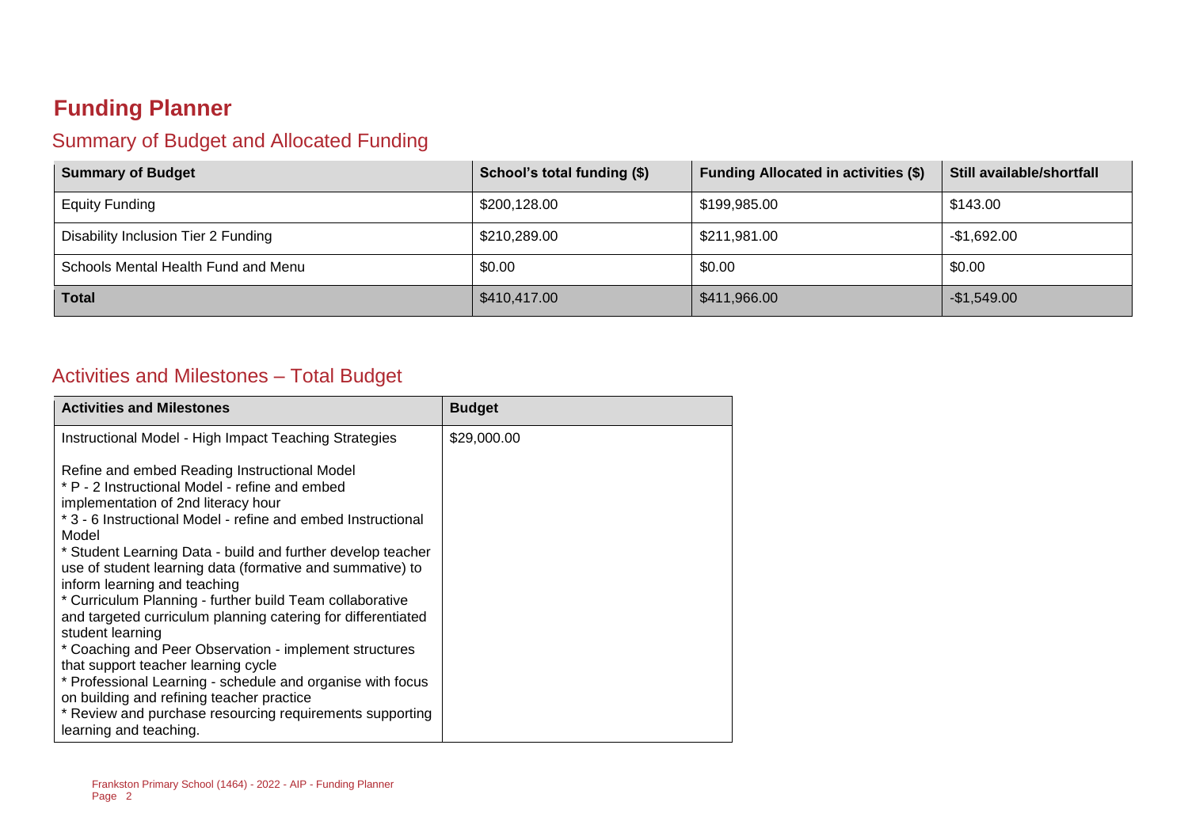# Funding Planner

## Summary of Budget and Allocated Funding

| Summary of Budget | School's total funding ($) | Funding Allocated in activities ($) | Still available/shortfall |
|---|---|---|---|
| Equity Funding | $200,128.00 | $199,985.00 | $143.00 |
| Disability Inclusion Tier 2 Funding | $210,289.00 | $211,981.00 | -$1,692.00 |
| Schools Mental Health Fund and Menu | $0.00 | $0.00 | $0.00 |
| **Total** | $410,417.00 | $411,966.00 | -$1,549.00 |

## Activities and Milestones – Total Budget

| Activities and Milestones | Budget |
|---|---|
| Instructional Model - High Impact Teaching Strategies<br><br>Refine and embed Reading Instructional Model<br>* P - 2 Instructional Model - refine and embed implementation of 2nd literacy hour<br>* 3 - 6 Instructional Model - refine and embed Instructional Model<br>* Student Learning Data - build and further develop teacher use of student learning data (formative and summative) to inform learning and teaching<br>* Curriculum Planning - further build Team collaborative and targeted curriculum planning catering for differentiated student learning<br>* Coaching and Peer Observation - implement structures that support teacher learning cycle<br>* Professional Learning - schedule and organise with focus on building and refining teacher practice<br>* Review and purchase resourcing requirements supporting learning and teaching. | $29,000.00 |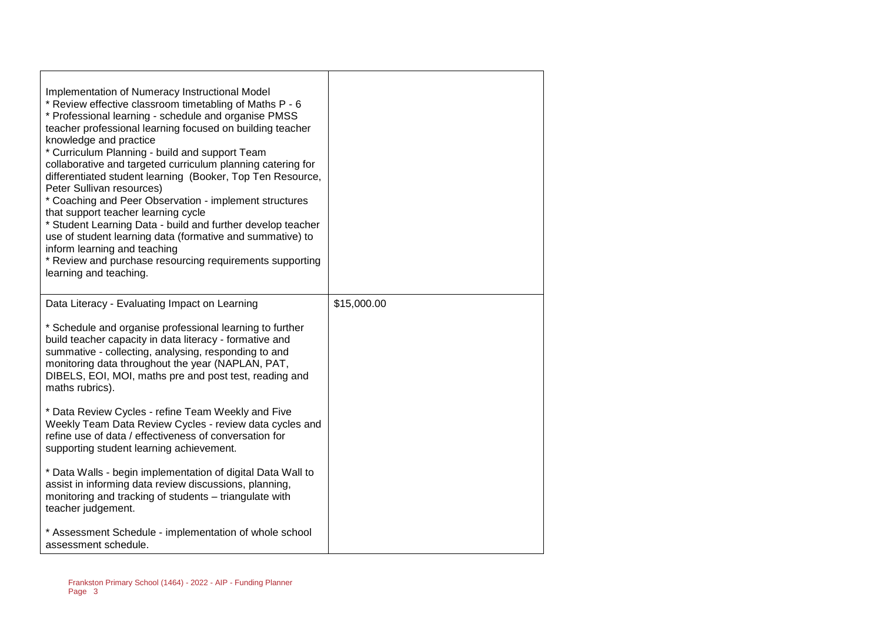| | |
|---|---|
| Implementation of Numeracy Instructional Model<br>* Review effective classroom timetabling of Maths P - 6<br>* Professional learning - schedule and organise PMSS teacher professional learning focused on building teacher knowledge and practice<br>* Curriculum Planning - build and support Team collaborative and targeted curriculum planning catering for differentiated student learning (Booker, Top Ten Resource, Peter Sullivan resources)<br>* Coaching and Peer Observation - implement structures that support teacher learning cycle<br>* Student Learning Data - build and further develop teacher use of student learning data (formative and summative) to inform learning and teaching<br>* Review and purchase resourcing requirements supporting learning and teaching. | |
| Data Literacy - Evaluating Impact on Learning<br><br>* Schedule and organise professional learning to further build teacher capacity in data literacy - formative and summative - collecting, analysing, responding to and monitoring data throughout the year (NAPLAN, PAT, DIBELS, EOI, MOI, maths pre and post test, reading and maths rubrics).<br><br>* Data Review Cycles - refine Team Weekly and Five Weekly Team Data Review Cycles - review data cycles and refine use of data / effectiveness of conversation for supporting student learning achievement.<br><br>* Data Walls - begin implementation of digital Data Wall to assist in informing data review discussions, planning, monitoring and tracking of students – triangulate with teacher judgement.<br><br>* Assessment Schedule - implementation of whole school assessment schedule. | $15,000.00 |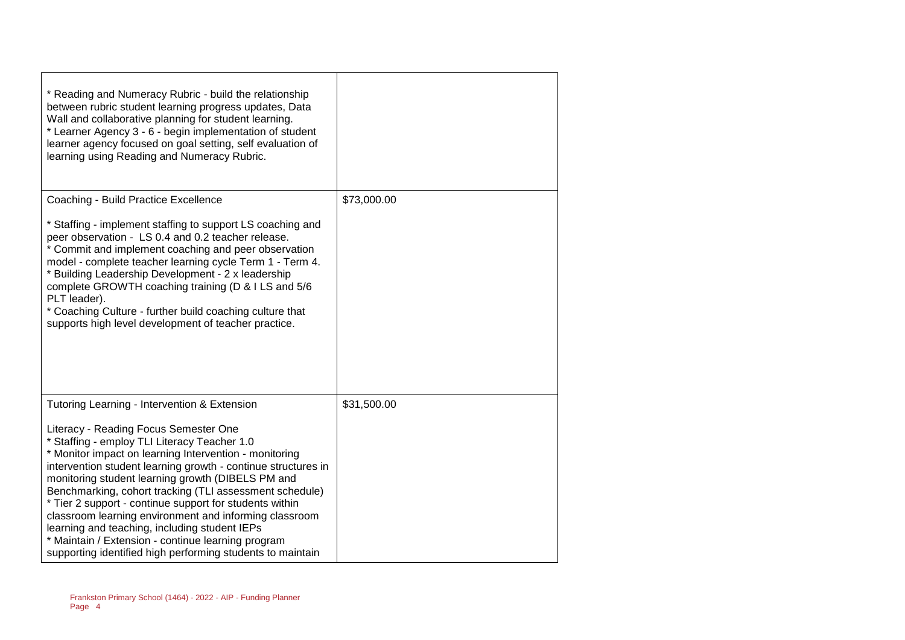| | |
|---|---|
| * Reading and Numeracy Rubric - build the relationship between rubric student learning progress updates, Data Wall and collaborative planning for student learning.<br>* Learner Agency 3 - 6 - begin implementation of student learner agency focused on goal setting, self evaluation of learning using Reading and Numeracy Rubric. | |
| Coaching - Build Practice Excellence<br><br>* Staffing - implement staffing to support LS coaching and peer observation - LS 0.4 and 0.2 teacher release.<br>* Commit and implement coaching and peer observation model - complete teacher learning cycle Term 1 - Term 4.<br>* Building Leadership Development - 2 x leadership complete GROWTH coaching training (D & I LS and 5/6 PLT leader).<br>* Coaching Culture - further build coaching culture that supports high level development of teacher practice. | $73,000.00 |
| Tutoring Learning - Intervention & Extension<br><br>Literacy - Reading Focus Semester One<br>* Staffing - employ TLI Literacy Teacher 1.0<br>* Monitor impact on learning Intervention - monitoring intervention student learning growth - continue structures in monitoring student learning growth (DIBELS PM and Benchmarking, cohort tracking (TLI assessment schedule)<br>* Tier 2 support - continue support for students within classroom learning environment and informing classroom learning and teaching, including student IEPs<br>* Maintain / Extension - continue learning program supporting identified high performing students to maintain | $31,500.00 |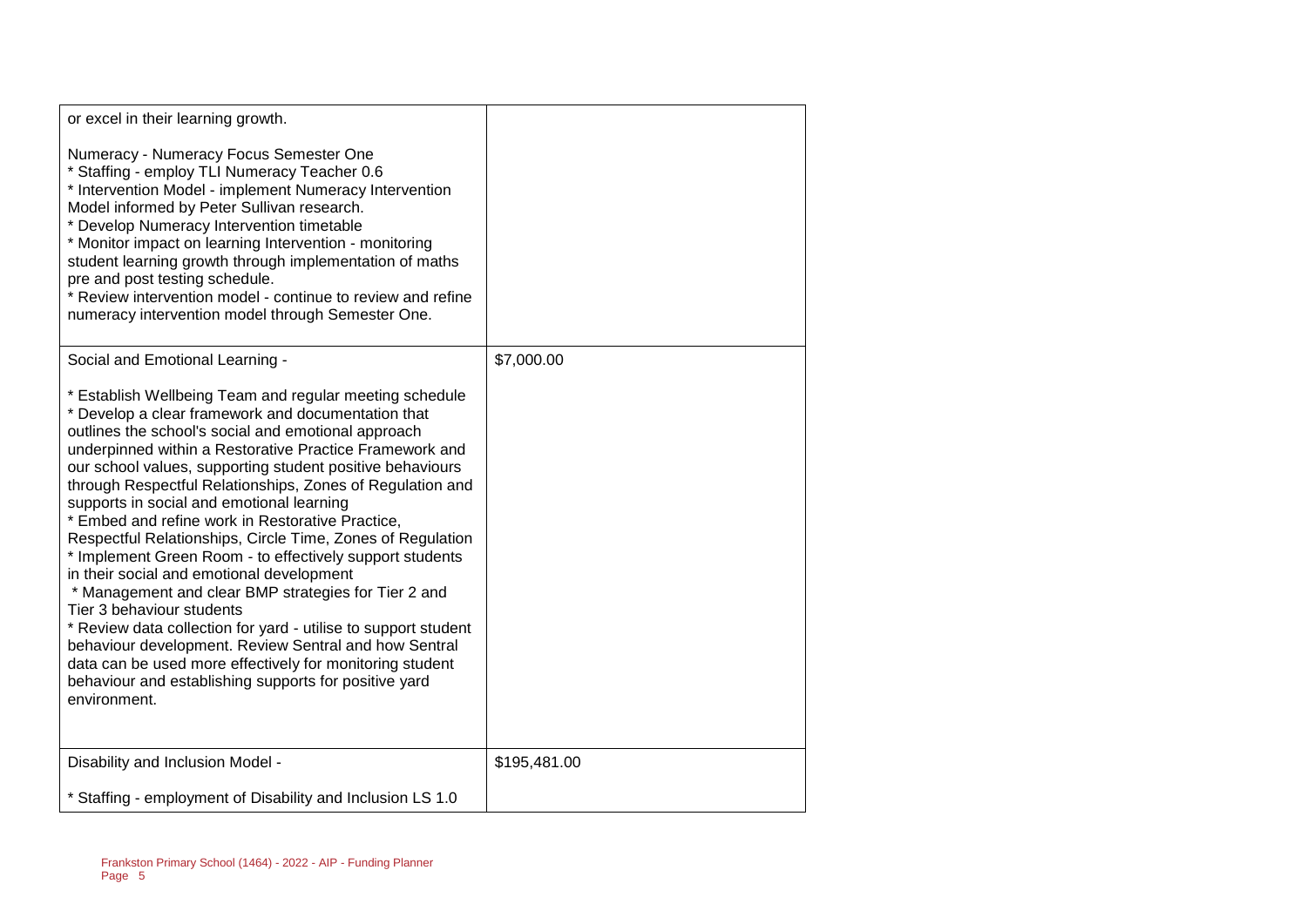| | |
|---|---|
| or excel in their learning growth.<br><br>Numeracy - Numeracy Focus Semester One<br>* Staffing - employ TLI Numeracy Teacher 0.6<br>* Intervention Model - implement Numeracy Intervention Model informed by Peter Sullivan research.<br>* Develop Numeracy Intervention timetable<br>* Monitor impact on learning Intervention - monitoring student learning growth through implementation of maths pre and post testing schedule.<br>* Review intervention model - continue to review and refine numeracy intervention model through Semester One. | |
| Social and Emotional Learning -<br><br>* Establish Wellbeing Team and regular meeting schedule<br>* Develop a clear framework and documentation that outlines the school's social and emotional approach underpinned within a Restorative Practice Framework and our school values, supporting student positive behaviours through Respectful Relationships, Zones of Regulation and supports in social and emotional learning<br>* Embed and refine work in Restorative Practice, Respectful Relationships, Circle Time, Zones of Regulation<br>* Implement Green Room - to effectively support students in their social and emotional development<br>* Management and clear BMP strategies for Tier 2 and Tier 3 behaviour students<br>* Review data collection for yard - utilise to support student behaviour development. Review Sentral and how Sentral data can be used more effectively for monitoring student behaviour and establishing supports for positive yard environment. | $7,000.00 |
| Disability and Inclusion Model -<br><br>* Staffing - employment of Disability and Inclusion LS 1.0 | $195,481.00 |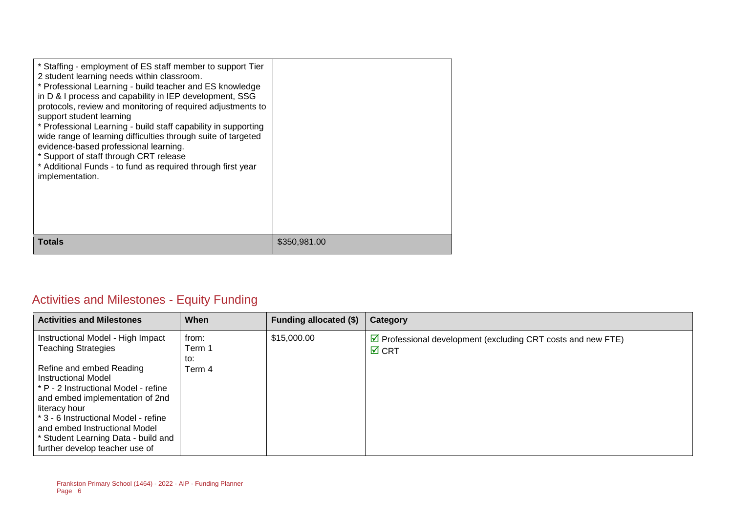| | |
|---|---|
| * Staffing - employment of ES staff member to support Tier 2 student learning needs within classroom.<br>* Professional Learning - build teacher and ES knowledge in D & I process and capability in IEP development, SSG protocols, review and monitoring of required adjustments to support student learning<br>* Professional Learning - build staff capability in supporting wide range of learning difficulties through suite of targeted evidence-based professional learning.<br>* Support of staff through CRT release<br>* Additional Funds - to fund as required through first year implementation. | |
| **Totals** | $350,981.00 |

## Activities and Milestones - Equity Funding

| Activities and Milestones | When | Funding allocated ($) | Category |
|---|---|---|---|
| Instructional Model - High Impact Teaching Strategies<br><br>Refine and embed Reading Instructional Model<br>* P - 2 Instructional Model - refine and embed implementation of 2nd literacy hour<br>* 3 - 6 Instructional Model - refine and embed Instructional Model<br>* Student Learning Data - build and further develop teacher use of | from:<br>Term 1<br>to:<br>Term 4 | $15,000.00 | ☑ Professional development (excluding CRT costs and new FTE)<br>☑ CRT |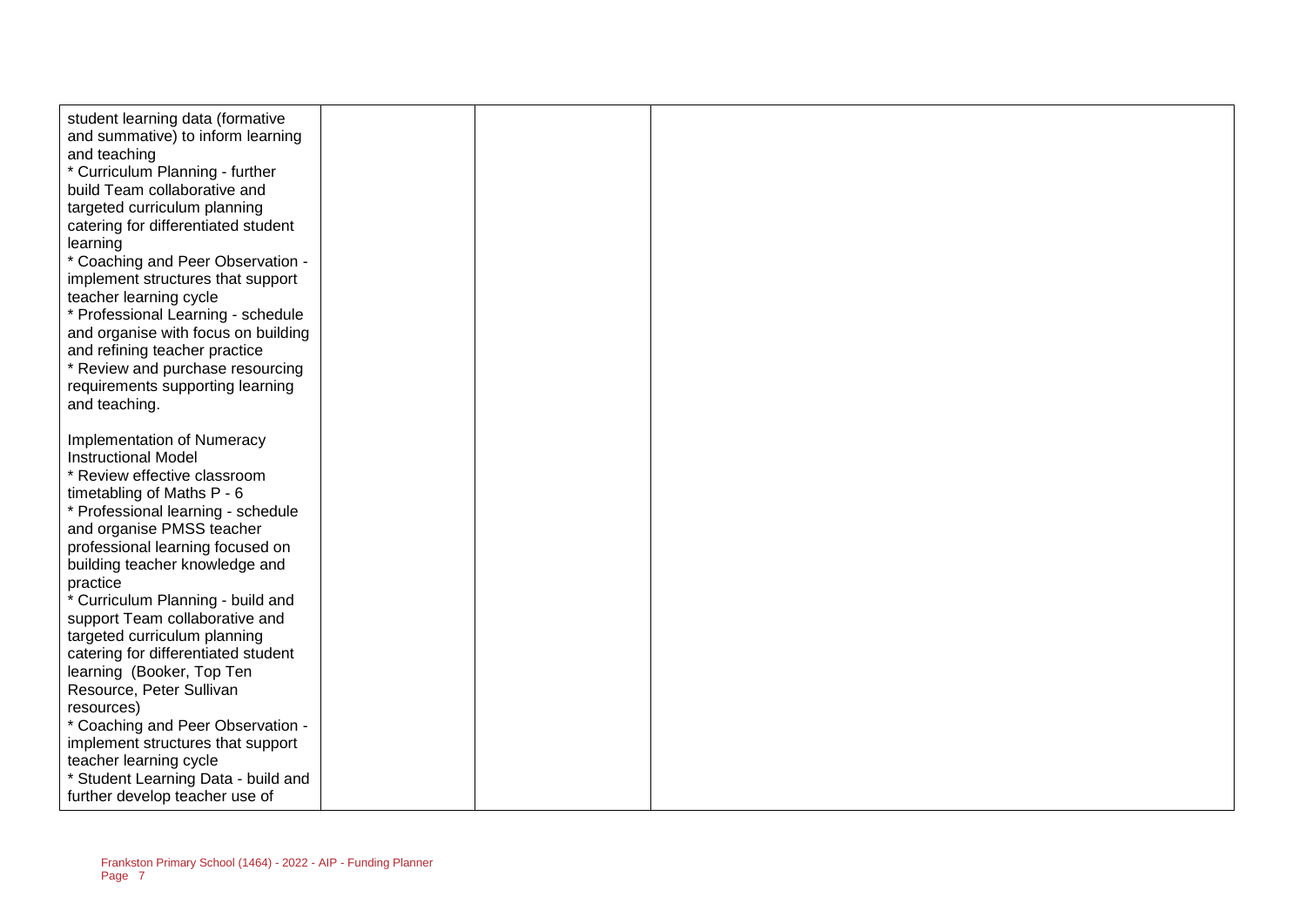| | | | |
|---|---|---|---|
| student learning data (formative and summative) to inform learning and teaching<br>* Curriculum Planning - further build Team collaborative and targeted curriculum planning catering for differentiated student learning<br>* Coaching and Peer Observation - implement structures that support teacher learning cycle<br>* Professional Learning - schedule and organise with focus on building and refining teacher practice<br>* Review and purchase resourcing requirements supporting learning and teaching.<br><br>Implementation of Numeracy Instructional Model<br>* Review effective classroom timetabling of Maths P - 6<br>* Professional learning - schedule and organise PMSS teacher professional learning focused on building teacher knowledge and practice<br>* Curriculum Planning - build and support Team collaborative and targeted curriculum planning catering for differentiated student learning (Booker, Top Ten Resource, Peter Sullivan resources)<br>* Coaching and Peer Observation - implement structures that support teacher learning cycle<br>* Student Learning Data - build and further develop teacher use of | | | |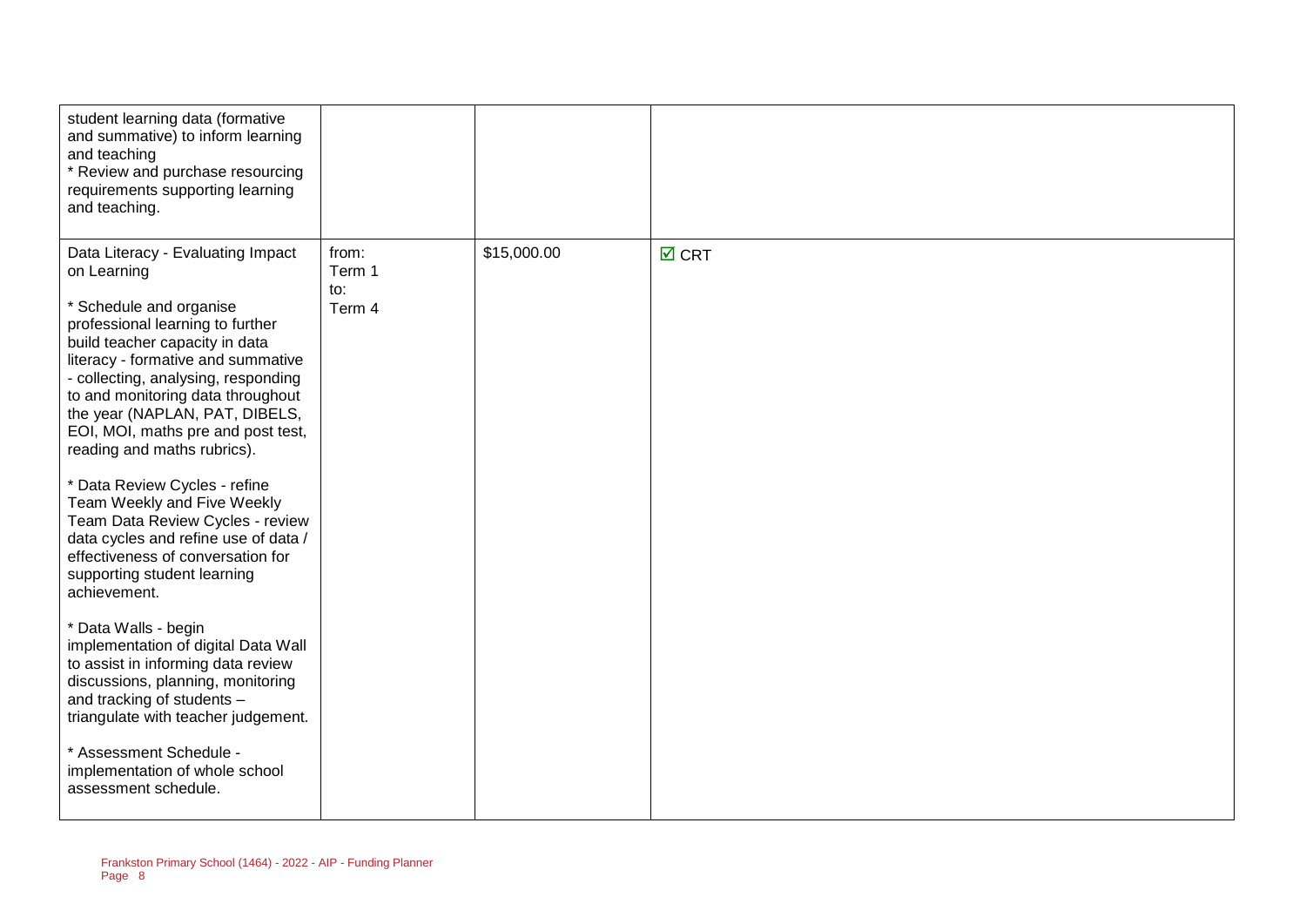| | | | |
|---|---|---|---|
| student learning data (formative and summative) to inform learning and teaching<br>* Review and purchase resourcing requirements supporting learning and teaching. | | | |
| Data Literacy - Evaluating Impact on Learning<br><br>* Schedule and organise professional learning to further build teacher capacity in data literacy - formative and summative - collecting, analysing, responding to and monitoring data throughout the year (NAPLAN, PAT, DIBELS, EOI, MOI, maths pre and post test, reading and maths rubrics).<br><br>* Data Review Cycles - refine Team Weekly and Five Weekly Team Data Review Cycles - review data cycles and refine use of data / effectiveness of conversation for supporting student learning achievement.<br><br>* Data Walls - begin implementation of digital Data Wall to assist in informing data review discussions, planning, monitoring and tracking of students – triangulate with teacher judgement.<br><br>* Assessment Schedule - implementation of whole school assessment schedule. | from:<br>Term 1<br>to:<br>Term 4 | $15,000.00 | ☑ CRT |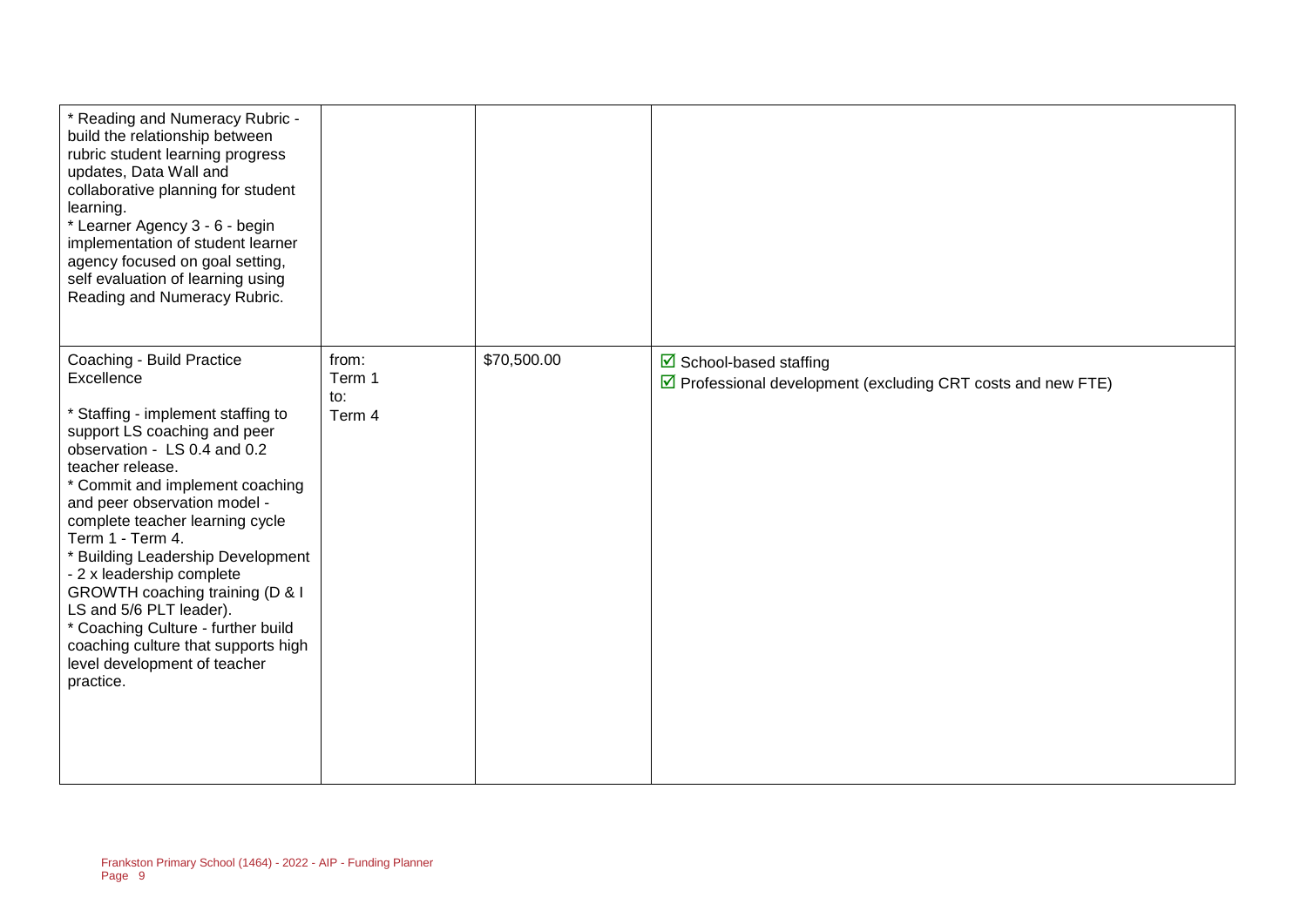| | | | |
|---|---|---|---|
| * Reading and Numeracy Rubric - build the relationship between rubric student learning progress updates, Data Wall and collaborative planning for student learning.<br>* Learner Agency 3 - 6 - begin implementation of student learner agency focused on goal setting, self evaluation of learning using Reading and Numeracy Rubric. | | | |
| Coaching - Build Practice Excellence<br><br>* Staffing - implement staffing to support LS coaching and peer observation - LS 0.4 and 0.2 teacher release.<br>* Commit and implement coaching and peer observation model - complete teacher learning cycle Term 1 - Term 4.<br>* Building Leadership Development - 2 x leadership complete GROWTH coaching training (D & I LS and 5/6 PLT leader).<br>* Coaching Culture - further build coaching culture that supports high level development of teacher practice. | from:<br>Term 1<br>to:<br>Term 4 | $70,500.00 | ☑ School-based staffing<br>☑ Professional development (excluding CRT costs and new FTE) |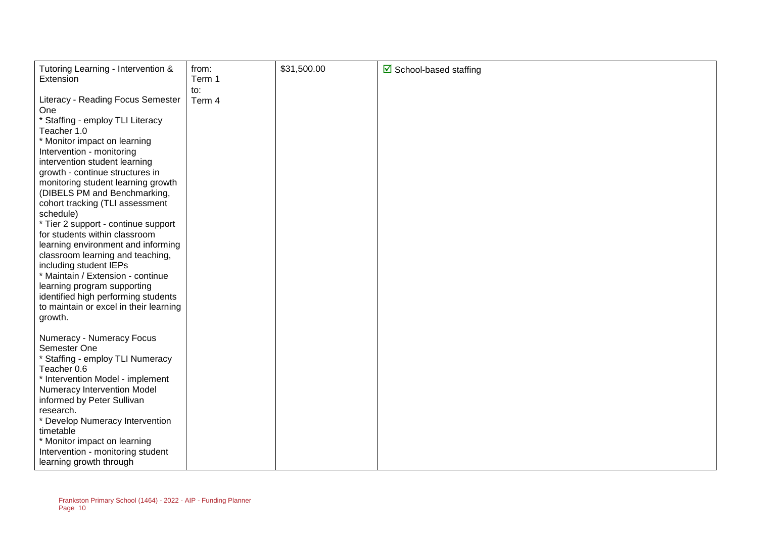| | | | |
|---|---|---|---|
| Tutoring Learning - Intervention & Extension<br><br>Literacy - Reading Focus Semester One<br>* Staffing - employ TLI Literacy Teacher 1.0<br>* Monitor impact on learning Intervention - monitoring intervention student learning growth - continue structures in monitoring student learning growth (DIBELS PM and Benchmarking, cohort tracking (TLI assessment schedule)<br>* Tier 2 support - continue support for students within classroom learning environment and informing classroom learning and teaching, including student IEPs<br>* Maintain / Extension - continue learning program supporting identified high performing students to maintain or excel in their learning growth.<br><br>Numeracy - Numeracy Focus Semester One<br>* Staffing - employ TLI Numeracy Teacher 0.6<br>* Intervention Model - implement Numeracy Intervention Model informed by Peter Sullivan research.<br>* Develop Numeracy Intervention timetable<br>* Monitor impact on learning Intervention - monitoring student learning growth through | from:<br>Term 1<br>to:<br>Term 4 | $31,500.00 | ☑ School-based staffing |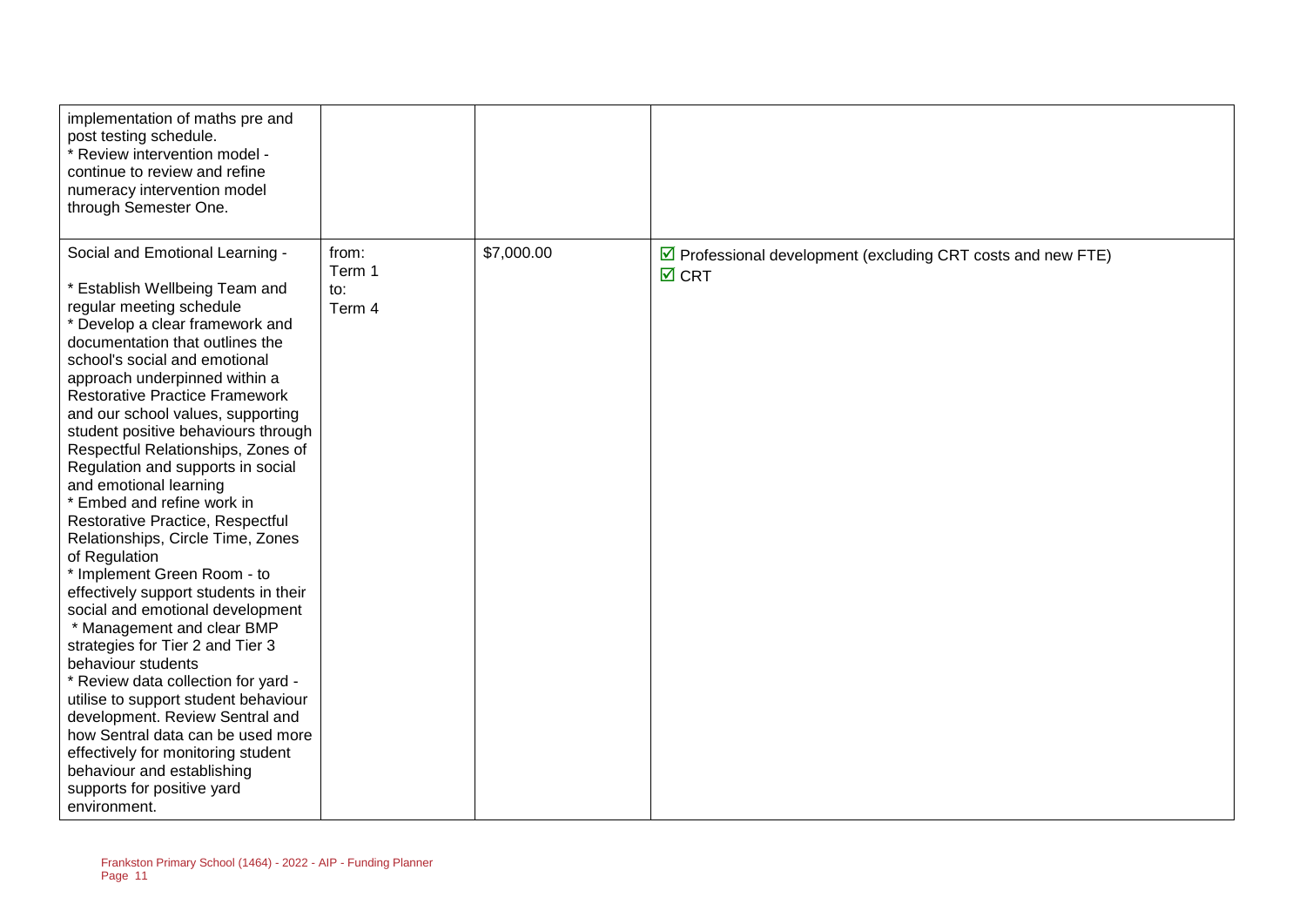| | | | |
|---|---|---|---|
| implementation of maths pre and post testing schedule.<br>* Review intervention model - continue to review and refine numeracy intervention model through Semester One. | | | |
| Social and Emotional Learning -<br><br>* Establish Wellbeing Team and regular meeting schedule<br>* Develop a clear framework and documentation that outlines the school's social and emotional approach underpinned within a Restorative Practice Framework and our school values, supporting student positive behaviours through Respectful Relationships, Zones of Regulation and supports in social and emotional learning<br>* Embed and refine work in Restorative Practice, Respectful Relationships, Circle Time, Zones of Regulation<br>* Implement Green Room - to effectively support students in their social and emotional development<br>* Management and clear BMP strategies for Tier 2 and Tier 3 behaviour students<br>* Review data collection for yard - utilise to support student behaviour development. Review Sentral and how Sentral data can be used more effectively for monitoring student behaviour and establishing supports for positive yard environment. | from: Term 1 to: Term 4 | $7,000.00 | ☑ Professional development (excluding CRT costs and new FTE)<br>☑ CRT |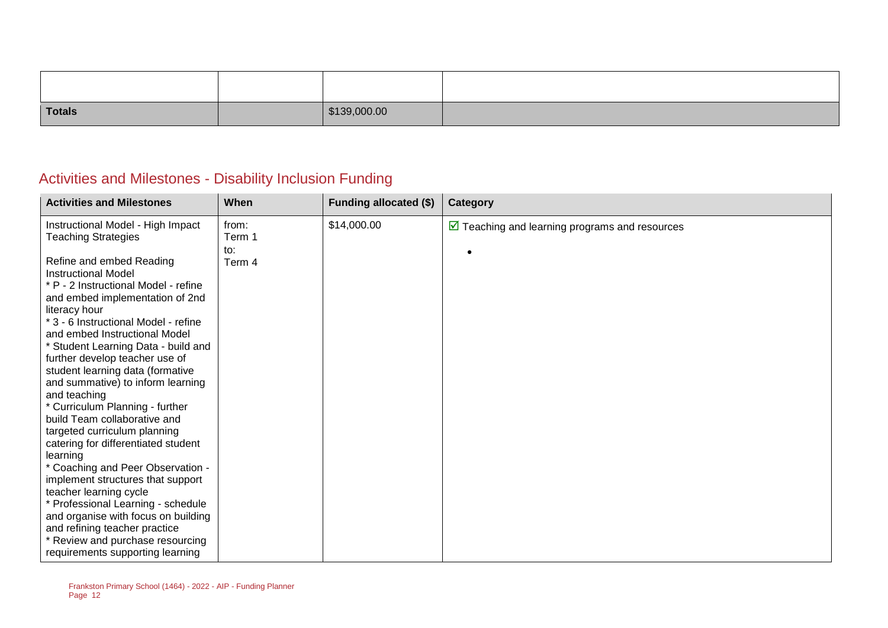| | | | |
|---|---|---|---|
| | | | |
| **Totals** | | $139,000.00 | |

## Activities and Milestones - Disability Inclusion Funding

| **Activities and Milestones** | **When** | **Funding allocated ($)** | **Category** |
|---|---|---|---|
| Instructional Model - High Impact Teaching Strategies<br><br>Refine and embed Reading Instructional Model<br>* P - 2 Instructional Model - refine and embed implementation of 2nd literacy hour<br>* 3 - 6 Instructional Model - refine and embed Instructional Model<br>* Student Learning Data - build and further develop teacher use of student learning data (formative and summative) to inform learning and teaching<br>* Curriculum Planning - further build Team collaborative and targeted curriculum planning catering for differentiated student learning<br>* Coaching and Peer Observation - implement structures that support teacher learning cycle<br>* Professional Learning - schedule and organise with focus on building and refining teacher practice<br>* Review and purchase resourcing requirements supporting learning | from:<br>Term 1<br>to:<br>Term 4 | $14,000.00 | ☑ Teaching and learning programs and resources<br><br>• |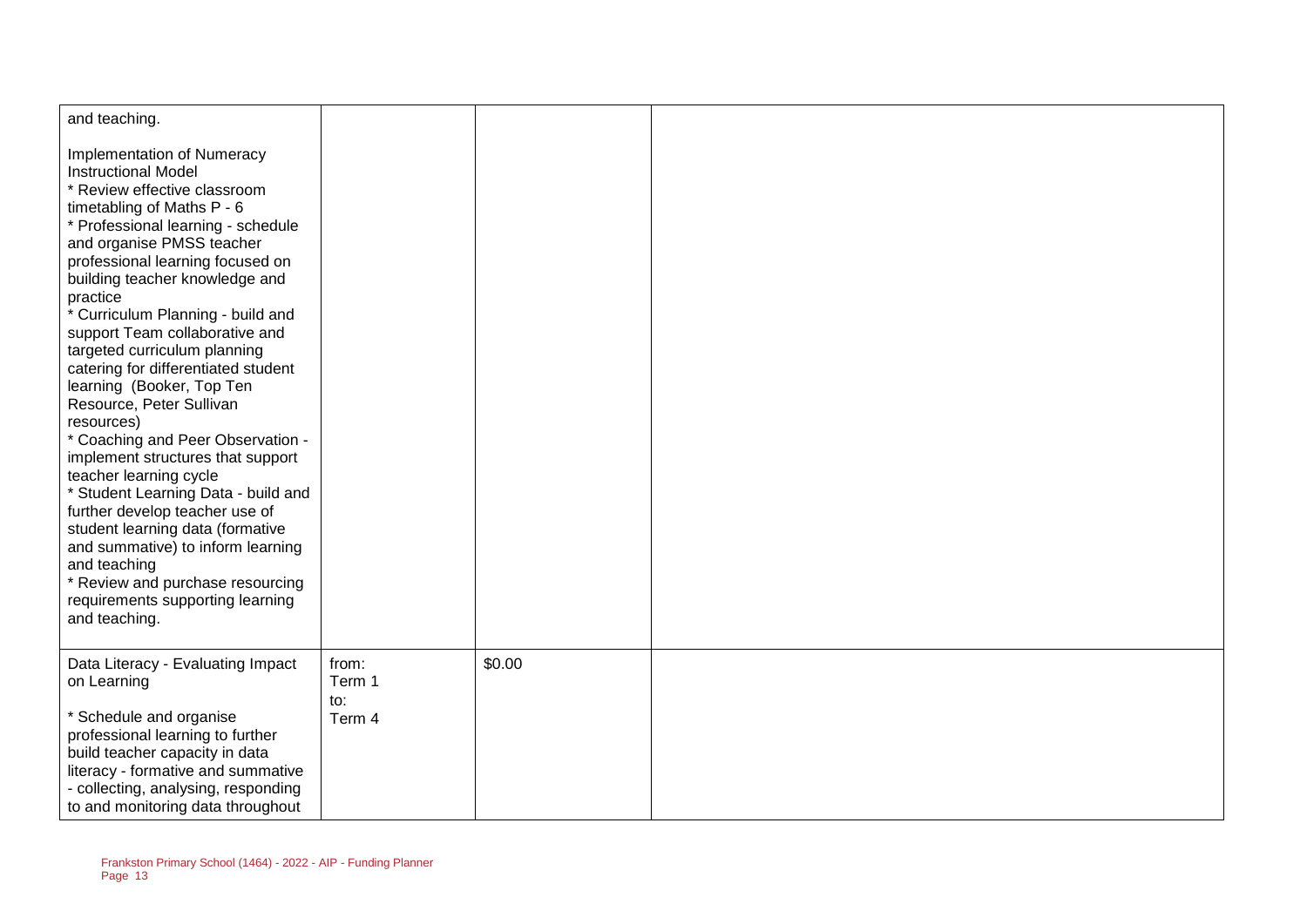| | | | |
|---|---|---|---|
| and teaching.<br><br>Implementation of Numeracy Instructional Model<br>* Review effective classroom timetabling of Maths P - 6<br>* Professional learning - schedule and organise PMSS teacher professional learning focused on building teacher knowledge and practice<br>* Curriculum Planning - build and support Team collaborative and targeted curriculum planning catering for differentiated student learning (Booker, Top Ten Resource, Peter Sullivan resources)<br>* Coaching and Peer Observation - implement structures that support teacher learning cycle<br>* Student Learning Data - build and further develop teacher use of student learning data (formative and summative) to inform learning and teaching<br>* Review and purchase resourcing requirements supporting learning and teaching. | | | |
| Data Literacy - Evaluating Impact on Learning<br><br>* Schedule and organise professional learning to further build teacher capacity in data literacy - formative and summative - collecting, analysing, responding to and monitoring data throughout | from:<br>Term 1<br>to:<br>Term 4 | $0.00 | |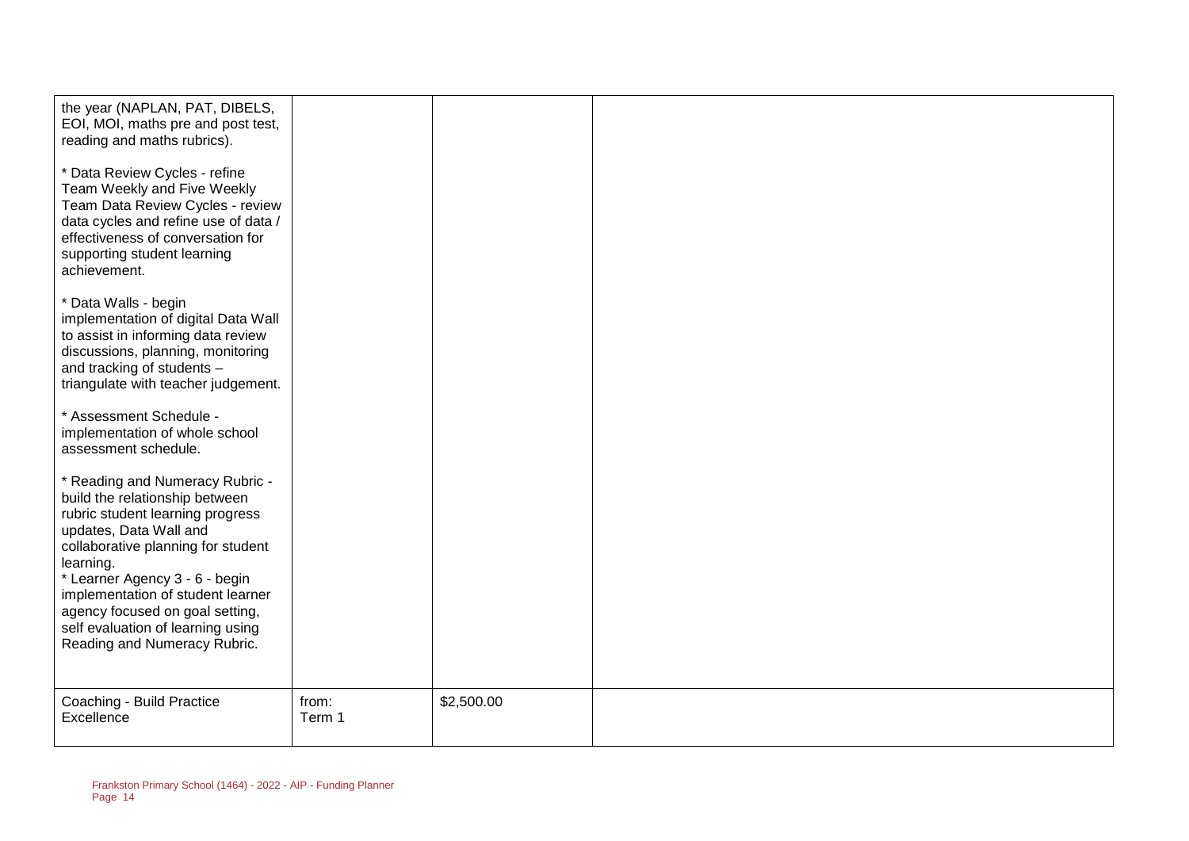| | | | |
|---|---|---|---|
| the year (NAPLAN, PAT, DIBELS, EOI, MOI, maths pre and post test, reading and maths rubrics).<br><br>* Data Review Cycles - refine Team Weekly and Five Weekly Team Data Review Cycles - review data cycles and refine use of data / effectiveness of conversation for supporting student learning achievement.<br><br>* Data Walls - begin implementation of digital Data Wall to assist in informing data review discussions, planning, monitoring and tracking of students – triangulate with teacher judgement.<br><br>* Assessment Schedule - implementation of whole school assessment schedule.<br><br>* Reading and Numeracy Rubric - build the relationship between rubric student learning progress updates, Data Wall and collaborative planning for student learning.<br>* Learner Agency 3 - 6 - begin implementation of student learner agency focused on goal setting, self evaluation of learning using Reading and Numeracy Rubric. | | | |
| Coaching - Build Practice Excellence | from:<br>Term 1 | $2,500.00 | |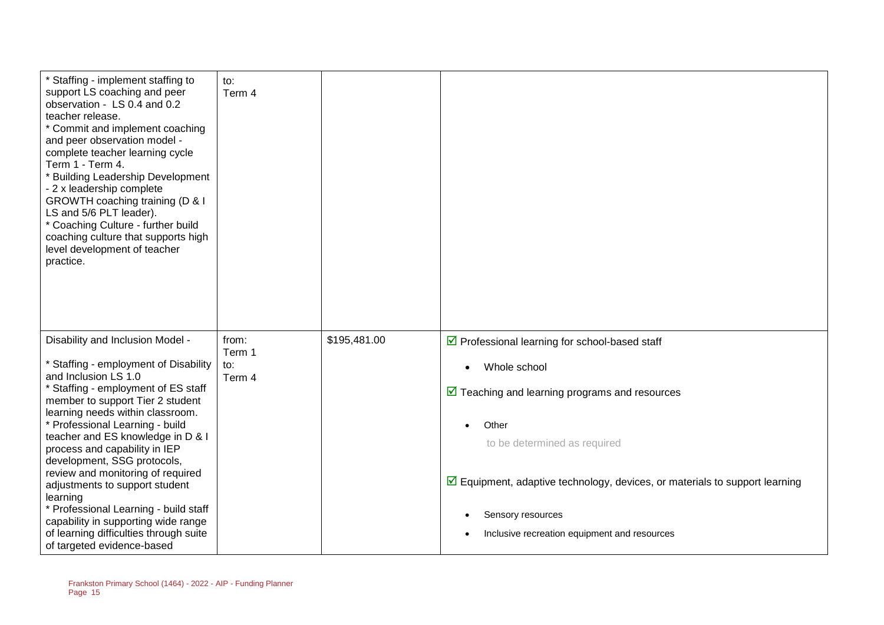| | | | |
|---|---|---|---|
| * Staffing - implement staffing to support LS coaching and peer observation - LS 0.4 and 0.2 teacher release.<br>* Commit and implement coaching and peer observation model - complete teacher learning cycle Term 1 - Term 4.<br>* Building Leadership Development - 2 x leadership complete GROWTH coaching training (D & I LS and 5/6 PLT leader).<br>* Coaching Culture - further build coaching culture that supports high level development of teacher practice. | to:<br>Term 4 | | |
| Disability and Inclusion Model -<br><br>* Staffing - employment of Disability and Inclusion LS 1.0<br>* Staffing - employment of ES staff member to support Tier 2 student learning needs within classroom.<br>* Professional Learning - build teacher and ES knowledge in D & I process and capability in IEP development, SSG protocols, review and monitoring of required adjustments to support student learning<br>* Professional Learning - build staff capability in supporting wide range of learning difficulties through suite of targeted evidence-based | from:<br>Term 1<br>to:<br>Term 4 | $195,481.00 | ☑ Professional learning for school-based staff<br><br>• Whole school<br><br>☑ Teaching and learning programs and resources<br><br>• Other<br><br>to be determined as required<br><br>☑ Equipment, adaptive technology, devices, or materials to support learning<br><br>• Sensory resources<br>• Inclusive recreation equipment and resources |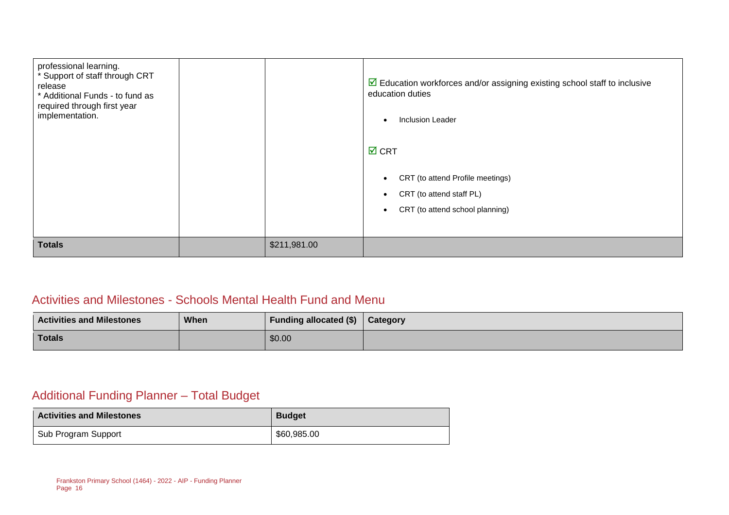| | | | |
|---|---|---|---|
| professional learning.<br>* Support of staff through CRT release<br>* Additional Funds - to fund as required through first year implementation. | | | ☑ Education workforces and/or assigning existing school staff to inclusive education duties<br><br>• Inclusion Leader<br><br>☑ CRT<br><br>• CRT (to attend Profile meetings)<br>• CRT (to attend staff PL)<br>• CRT (to attend school planning) |
| **Totals** | | $211,981.00 | |

## Activities and Milestones - Schools Mental Health Fund and Menu

| Activities and Milestones | When | Funding allocated ($) | Category |
|---|---|---|---|
| **Totals** | | $0.00 | |

## Additional Funding Planner – Total Budget

| Activities and Milestones | Budget |
|---|---|
| Sub Program Support | $60,985.00 |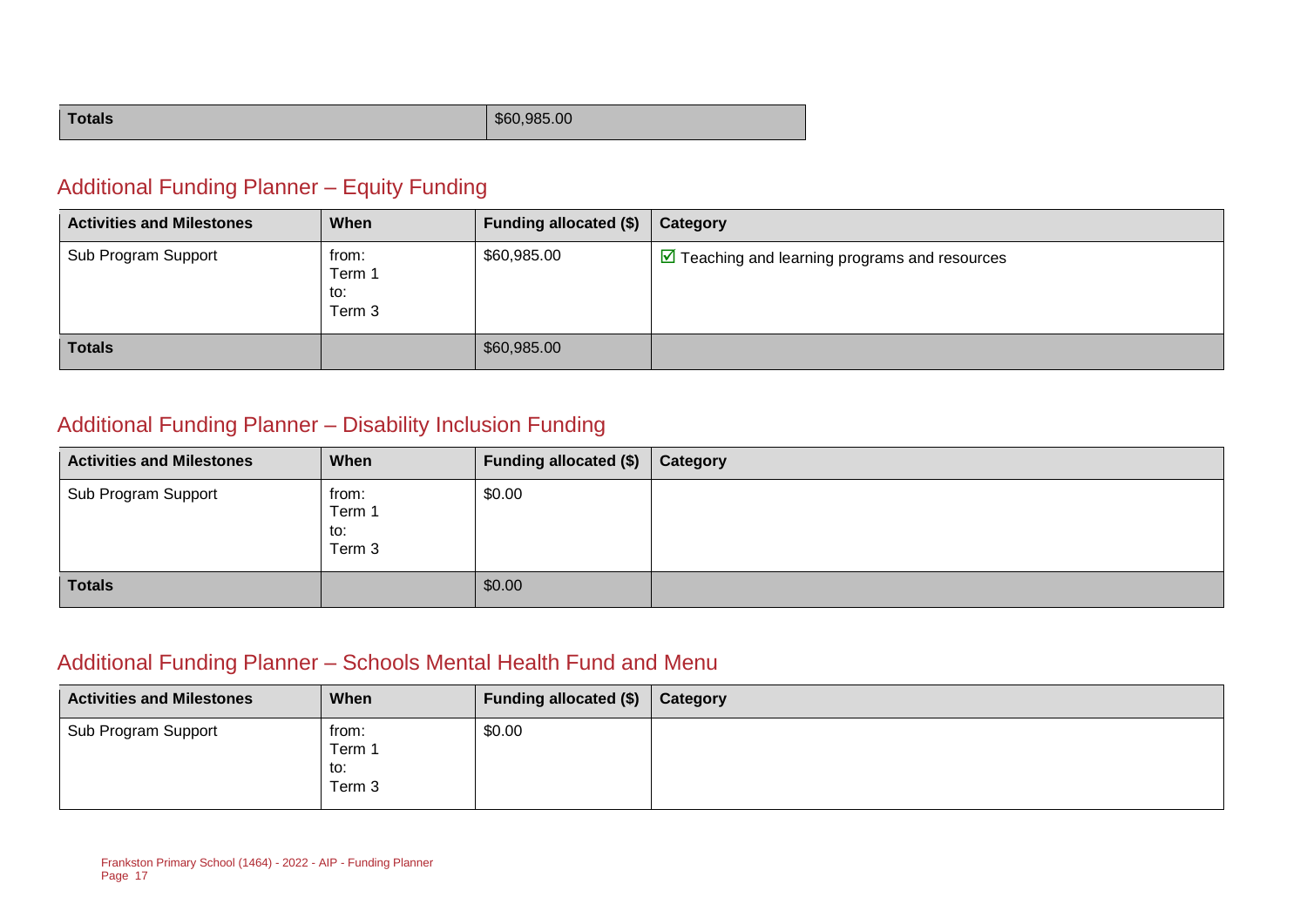| Totals | $60,985.00 |
| --- | --- |

## Additional Funding Planner – Equity Funding

| Activities and Milestones | When | Funding allocated ($) | Category |
| --- | --- | --- | --- |
| Sub Program Support | from: Term 1 to: Term 3 | $60,985.00 | ☑ Teaching and learning programs and resources |
| **Totals** | | $60,985.00 | |

## Additional Funding Planner – Disability Inclusion Funding

| Activities and Milestones | When | Funding allocated ($) | Category |
| --- | --- | --- | --- |
| Sub Program Support | from: Term 1 to: Term 3 | $0.00 | |
| **Totals** | | $0.00 | |

## Additional Funding Planner – Schools Mental Health Fund and Menu

| Activities and Milestones | When | Funding allocated ($) | Category |
| --- | --- | --- | --- |
| Sub Program Support | from: Term 1 to: Term 3 | $0.00 | |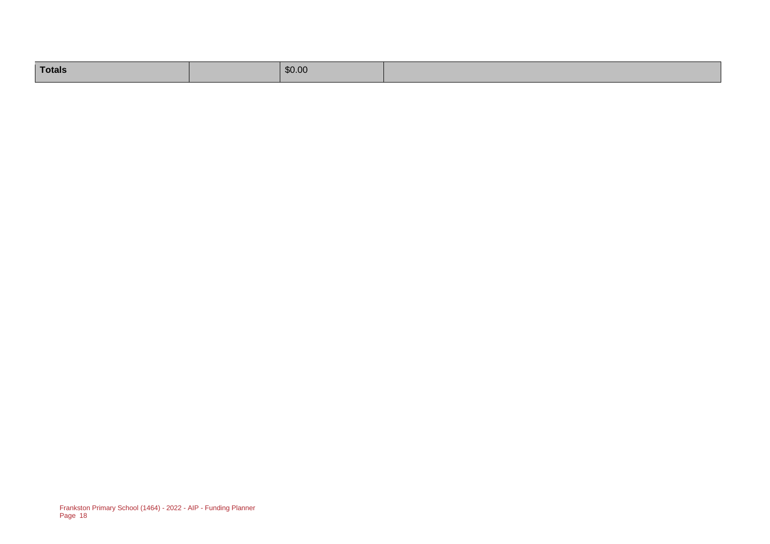| Totals | | $0.00 | |
| --- | --- | --- | --- |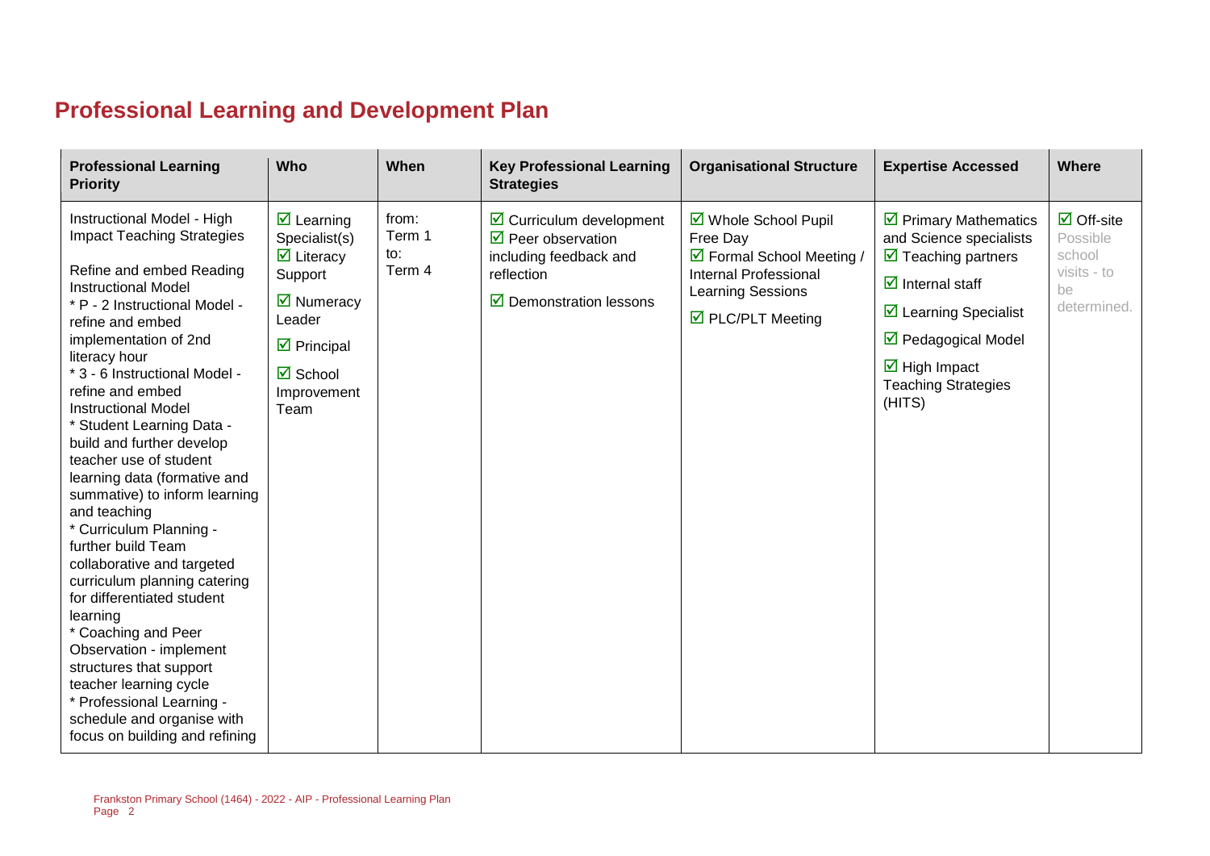# Professional Learning and Development Plan

| Professional Learning Priority | Who | When | Key Professional Learning Strategies | Organisational Structure | Expertise Accessed | Where |
| --- | --- | --- | --- | --- | --- | --- |
| Instructional Model - High Impact Teaching Strategies<br><br>Refine and embed Reading Instructional Model<br>* P - 2 Instructional Model - refine and embed implementation of 2nd literacy hour<br>* 3 - 6 Instructional Model - refine and embed Instructional Model<br>* Student Learning Data - build and further develop teacher use of student learning data (formative and summative) to inform learning and teaching<br>* Curriculum Planning - further build Team collaborative and targeted curriculum planning catering for differentiated student learning<br>* Coaching and Peer Observation - implement structures that support teacher learning cycle<br>* Professional Learning - schedule and organise with focus on building and refining | ☑ Learning Specialist(s)<br>☑ Literacy Support<br>☑ Numeracy Leader<br>☑ Principal<br>☑ School Improvement Team | from: Term 1<br>to: Term 4 | ☑ Curriculum development<br>☑ Peer observation including feedback and reflection<br>☑ Demonstration lessons | ☑ Whole School Pupil Free Day<br>☑ Formal School Meeting / Internal Professional Learning Sessions<br>☑ PLC/PLT Meeting | ☑ Primary Mathematics and Science specialists<br>☑ Teaching partners<br>☑ Internal staff<br>☑ Learning Specialist<br>☑ Pedagogical Model<br>☑ High Impact Teaching Strategies (HITS) | ☑ Off-site<br>Possible school visits - to be determined. |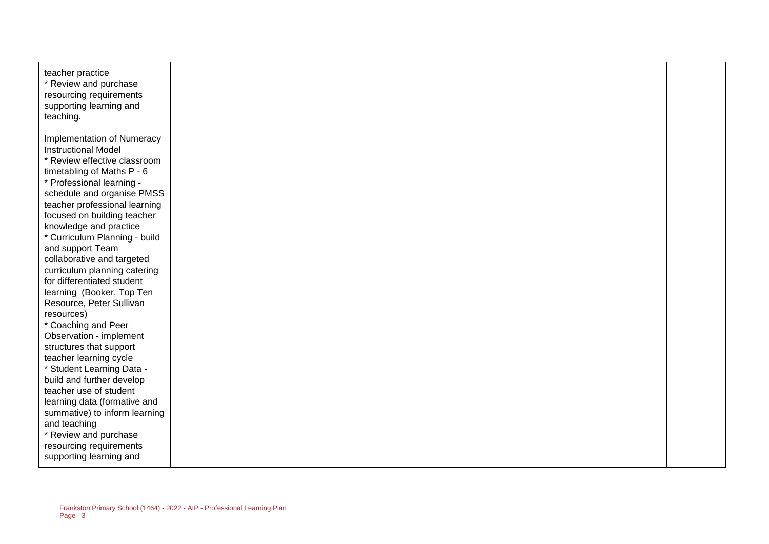| | | | | | | |
|---|---|---|---|---|---|---|
| teacher practice<br>* Review and purchase resourcing requirements supporting learning and teaching.<br><br>Implementation of Numeracy Instructional Model<br>* Review effective classroom timetabling of Maths P - 6<br>* Professional learning - schedule and organise PMSS teacher professional learning focused on building teacher knowledge and practice<br>* Curriculum Planning - build and support Team collaborative and targeted curriculum planning catering for differentiated student learning (Booker, Top Ten Resource, Peter Sullivan resources)<br>* Coaching and Peer Observation - implement structures that support teacher learning cycle<br>* Student Learning Data - build and further develop teacher use of student learning data (formative and summative) to inform learning and teaching<br>* Review and purchase resourcing requirements supporting learning and | | | | | | |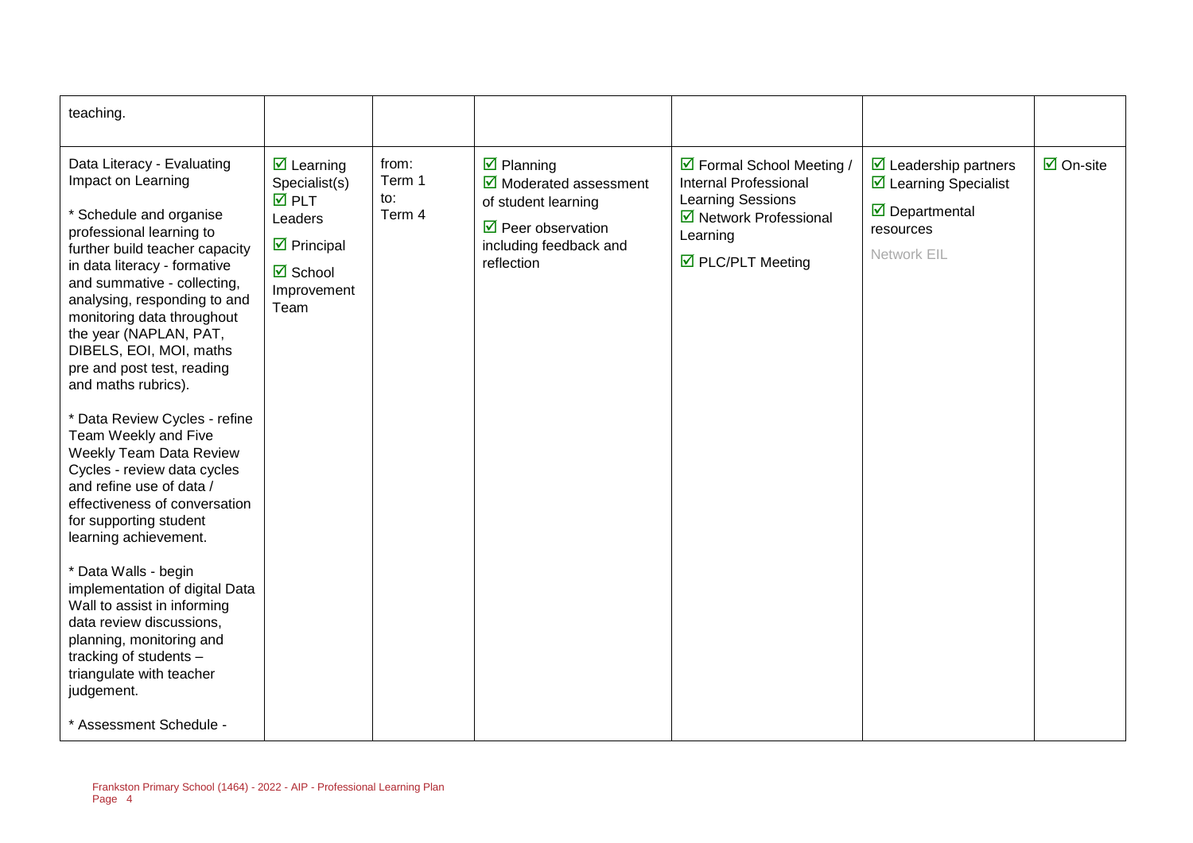| | | | | | | |
|---|---|---|---|---|---|---|
| teaching. | | | | | | |
| Data Literacy - Evaluating Impact on Learning<br><br>* Schedule and organise professional learning to further build teacher capacity in data literacy - formative and summative - collecting, analysing, responding to and monitoring data throughout the year (NAPLAN, PAT, DIBELS, EOI, MOI, maths pre and post test, reading and maths rubrics).<br><br>* Data Review Cycles - refine Team Weekly and Five Weekly Team Data Review Cycles - review data cycles and refine use of data / effectiveness of conversation for supporting student learning achievement.<br><br>* Data Walls - begin implementation of digital Data Wall to assist in informing data review discussions, planning, monitoring and tracking of students – triangulate with teacher judgement.<br><br>* Assessment Schedule - | ☑ Learning Specialist(s)<br>☑ PLT Leaders<br>☑ Principal<br>☑ School Improvement Team | from: Term 1 to: Term 4 | ☑ Planning<br>☑ Moderated assessment of student learning<br>☑ Peer observation including feedback and reflection | ☑ Formal School Meeting / Internal Professional Learning Sessions<br>☑ Network Professional Learning<br>☑ PLC/PLT Meeting | ☑ Leadership partners<br>☑ Learning Specialist<br>☑ Departmental resources<br>Network EIL | ☑ On-site |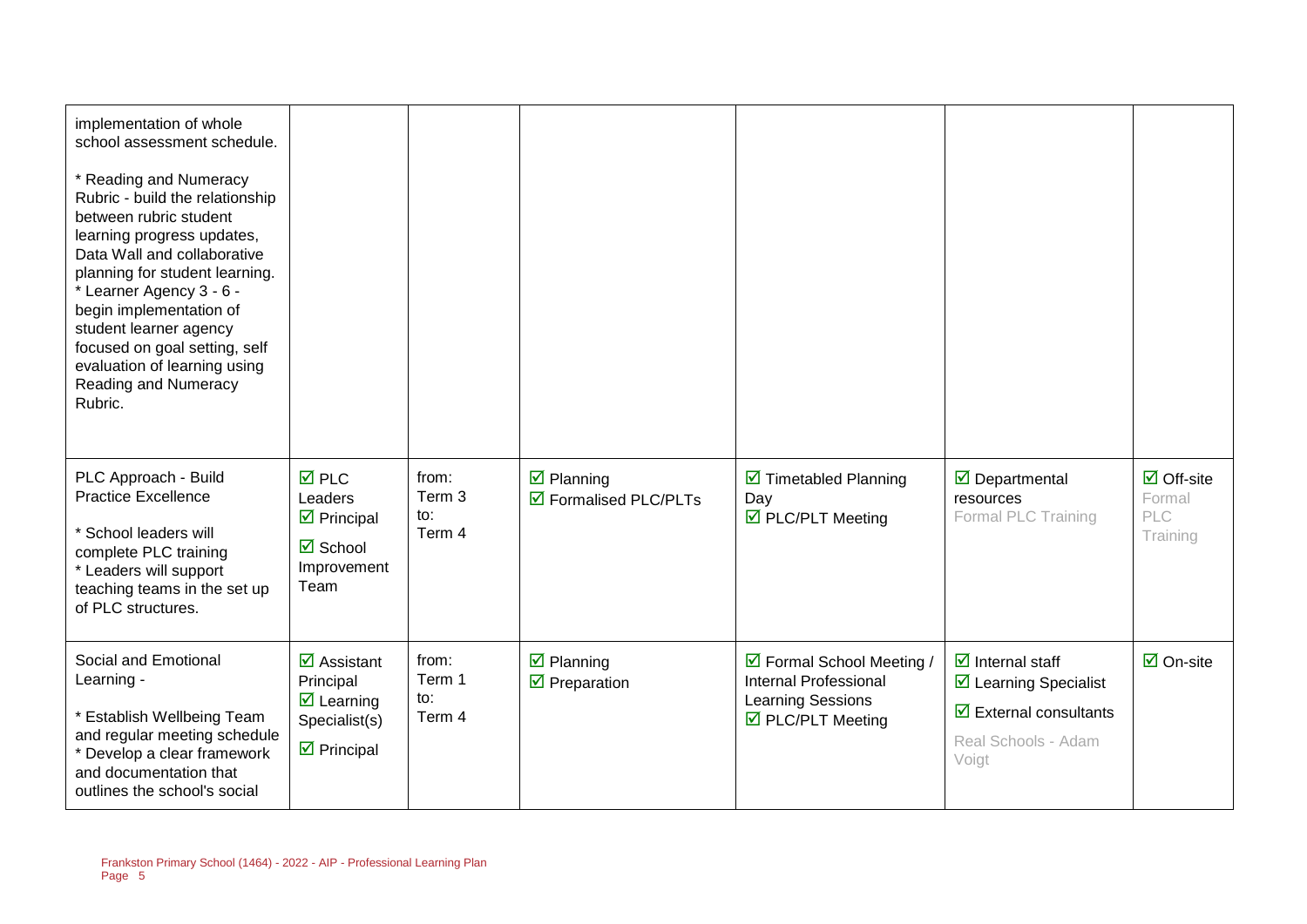| | | | | | | |
|---|---|---|---|---|---|---|
| implementation of whole school assessment schedule.<br><br>* Reading and Numeracy Rubric - build the relationship between rubric student learning progress updates, Data Wall and collaborative planning for student learning.<br>* Learner Agency 3 - 6 - begin implementation of student learner agency focused on goal setting, self evaluation of learning using Reading and Numeracy Rubric. | | | | | | |
| PLC Approach - Build Practice Excellence<br><br>* School leaders will complete PLC training<br>* Leaders will support teaching teams in the set up of PLC structures. | ☑ PLC Leaders<br>☑ Principal<br>☑ School Improvement Team | from: Term 3 to: Term 4 | ☑ Planning<br>☑ Formalised PLC/PLTs | ☑ Timetabled Planning Day<br>☑ PLC/PLT Meeting | ☑ Departmental resources<br>Formal PLC Training | ☑ Off-site<br>Formal PLC Training |
| Social and Emotional Learning -<br><br>* Establish Wellbeing Team and regular meeting schedule<br>* Develop a clear framework and documentation that outlines the school's social | ☑ Assistant Principal<br>☑ Learning Specialist(s)<br>☑ Principal | from: Term 1 to: Term 4 | ☑ Planning<br>☑ Preparation | ☑ Formal School Meeting / Internal Professional Learning Sessions<br>☑ PLC/PLT Meeting | ☑ Internal staff<br>☑ Learning Specialist<br>☑ External consultants<br>Real Schools - Adam Voigt | ☑ On-site |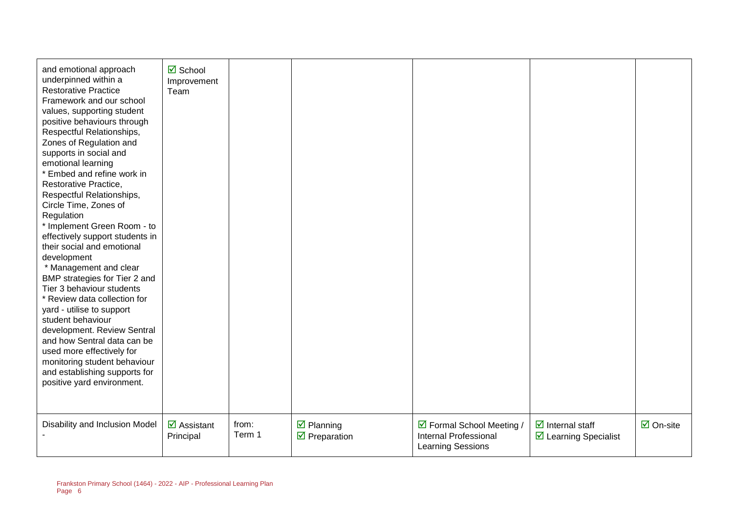| | | | | | | |
|---|---|---|---|---|---|---|
| and emotional approach underpinned within a Restorative Practice Framework and our school values, supporting student positive behaviours through Respectful Relationships, Zones of Regulation and supports in social and emotional learning<br>* Embed and refine work in Restorative Practice, Respectful Relationships, Circle Time, Zones of Regulation<br>* Implement Green Room - to effectively support students in their social and emotional development<br>* Management and clear BMP strategies for Tier 2 and Tier 3 behaviour students<br>* Review data collection for yard - utilise to support student behaviour development. Review Sentral and how Sentral data can be used more effectively for monitoring student behaviour and establishing supports for positive yard environment. | ☑ School Improvement Team | | | | | |
| Disability and Inclusion Model<br>- | ☑ Assistant Principal | from: Term 1 | ☑ Planning<br>☑ Preparation | ☑ Formal School Meeting / Internal Professional Learning Sessions | ☑ Internal staff<br>☑ Learning Specialist | ☑ On-site |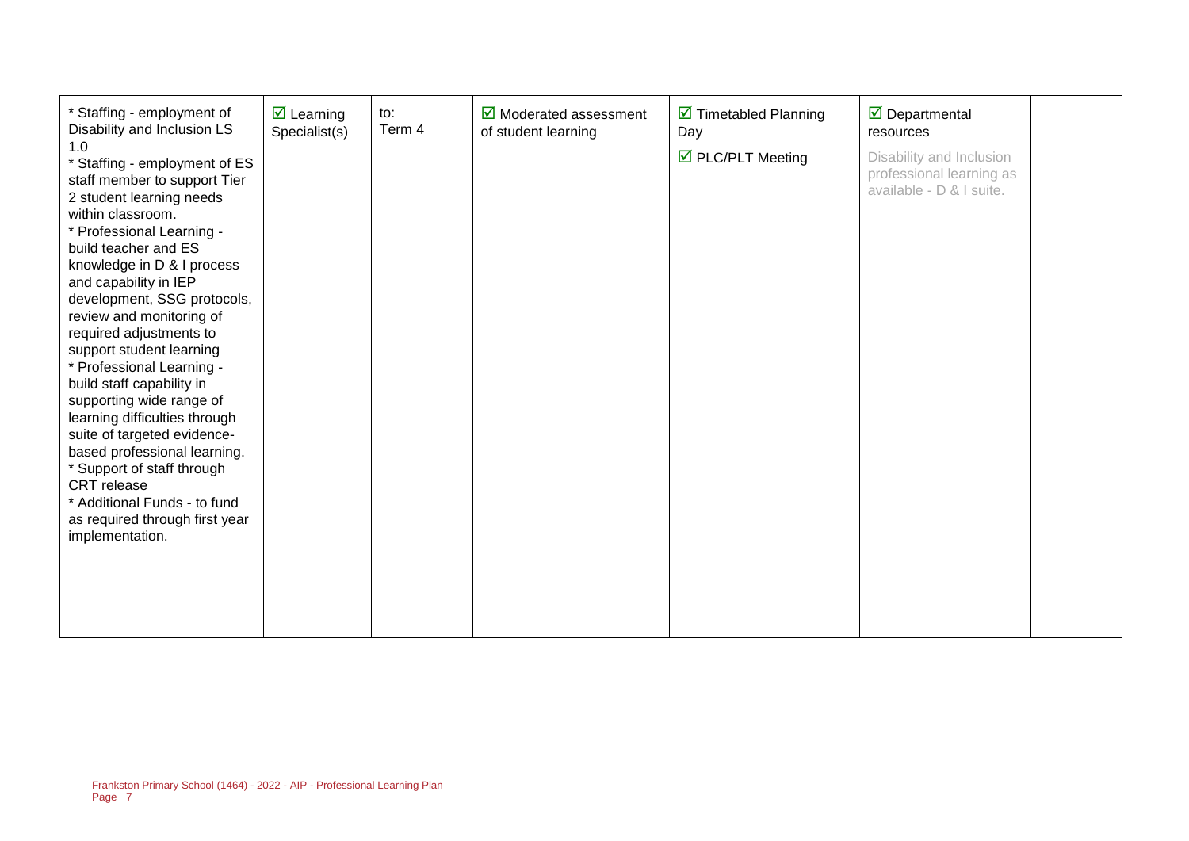| | | | | | | |
|---|---|---|---|---|---|---|
| * Staffing - employment of Disability and Inclusion LS 1.0<br>* Staffing - employment of ES staff member to support Tier 2 student learning needs within classroom.<br>* Professional Learning - build teacher and ES knowledge in D & I process and capability in IEP development, SSG protocols, review and monitoring of required adjustments to support student learning<br>* Professional Learning - build staff capability in supporting wide range of learning difficulties through suite of targeted evidence-based professional learning.<br>* Support of staff through CRT release<br>* Additional Funds - to fund as required through first year implementation. | ☑ Learning Specialist(s) | to:<br>Term 4 | ☑ Moderated assessment of student learning | ☑ Timetabled Planning Day<br>☑ PLC/PLT Meeting | ☑ Departmental resources<br>Disability and Inclusion professional learning as available - D & I suite. | |